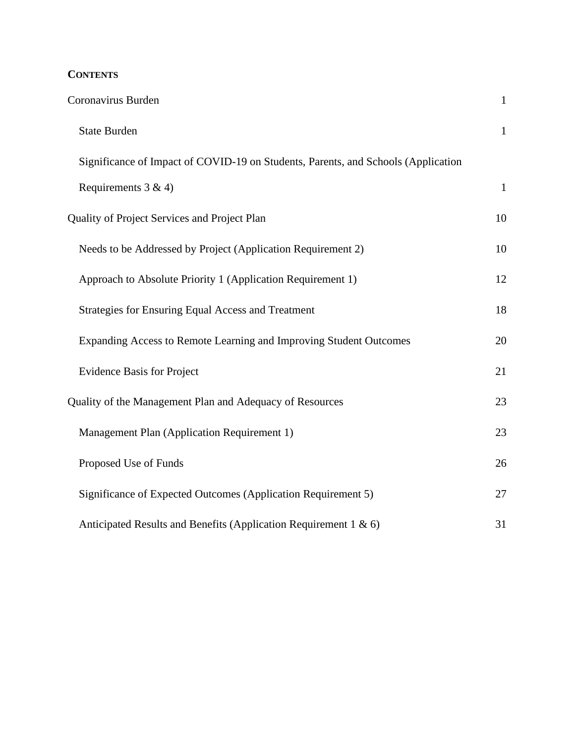**CONTENTS**

Coronavirus Burden 1

- State Burden 1
- Significance of Impact of COVID-19 on Students, Parents, and Schools (Application Requirements 3 & 4) 1

Quality of Project Services and Project Plan 10

- Needs to be Addressed by Project (Application Requirement 2) 10
- Approach to Absolute Priority 1 (Application Requirement 1) 12
- Strategies for Ensuring Equal Access and Treatment 18
- Expanding Access to Remote Learning and Improving Student Outcomes 20
- Evidence Basis for Project 21

Quality of the Management Plan and Adequacy of Resources 23

- Management Plan (Application Requirement 1) 23
- Proposed Use of Funds 26
- Significance of Expected Outcomes (Application Requirement 5) 27
- Anticipated Results and Benefits (Application Requirement 1 & 6) 31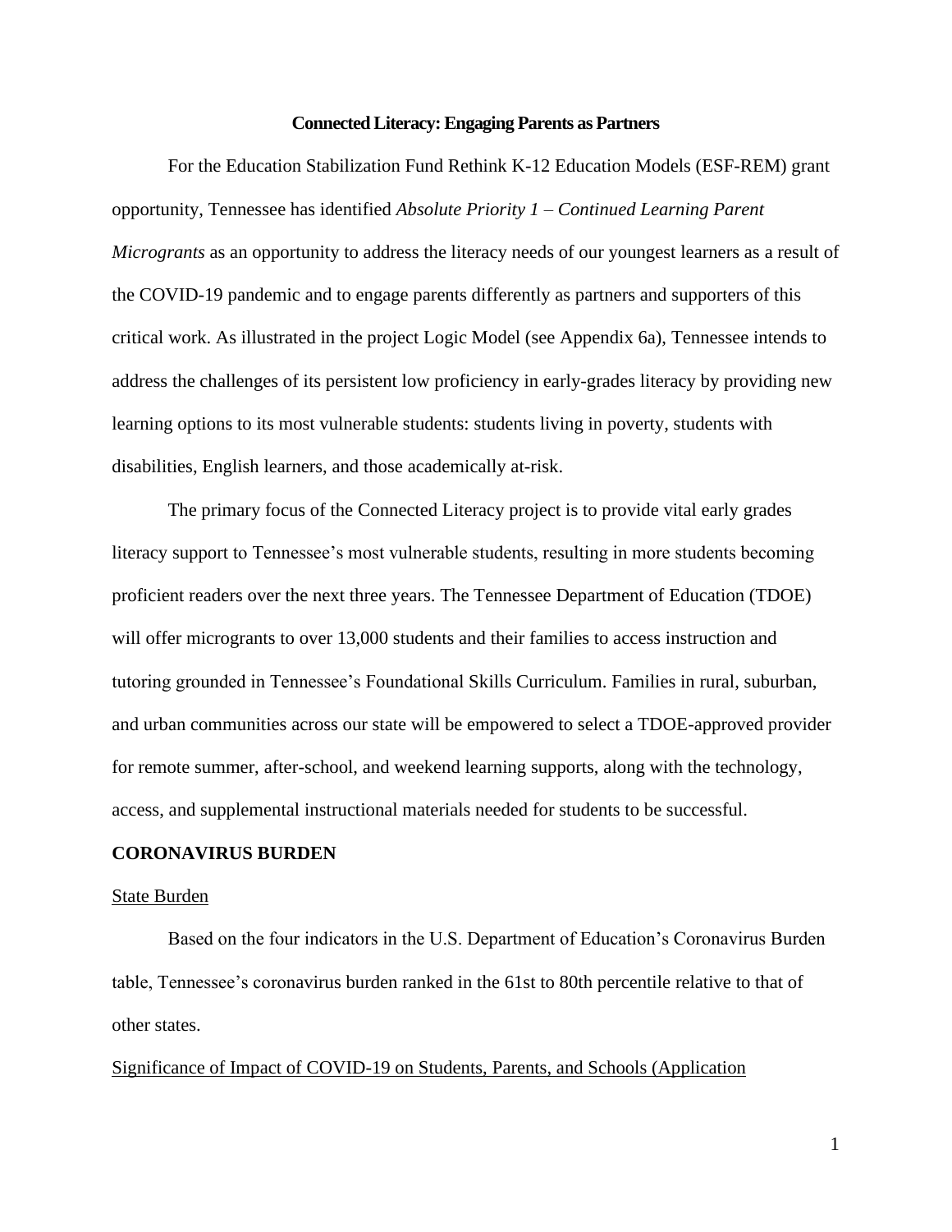**Connected Literacy: Engaging Parents as Partners**

For the Education Stabilization Fund Rethink K-12 Education Models (ESF-REM) grant opportunity, Tennessee has identified *Absolute Priority 1 – Continued Learning Parent Microgrants* as an opportunity to address the literacy needs of our youngest learners as a result of the COVID-19 pandemic and to engage parents differently as partners and supporters of this critical work. As illustrated in the project Logic Model (see Appendix 6a), Tennessee intends to address the challenges of its persistent low proficiency in early-grades literacy by providing new learning options to its most vulnerable students: students living in poverty, students with disabilities, English learners, and those academically at-risk.

The primary focus of the Connected Literacy project is to provide vital early grades literacy support to Tennessee's most vulnerable students, resulting in more students becoming proficient readers over the next three years. The Tennessee Department of Education (TDOE) will offer microgrants to over 13,000 students and their families to access instruction and tutoring grounded in Tennessee's Foundational Skills Curriculum. Families in rural, suburban, and urban communities across our state will be empowered to select a TDOE-approved provider for remote summer, after-school, and weekend learning supports, along with the technology, access, and supplemental instructional materials needed for students to be successful.

**CORONAVIRUS BURDEN**

State Burden

Based on the four indicators in the U.S. Department of Education's Coronavirus Burden table, Tennessee's coronavirus burden ranked in the 61st to 80th percentile relative to that of other states.

Significance of Impact of COVID-19 on Students, Parents, and Schools (Application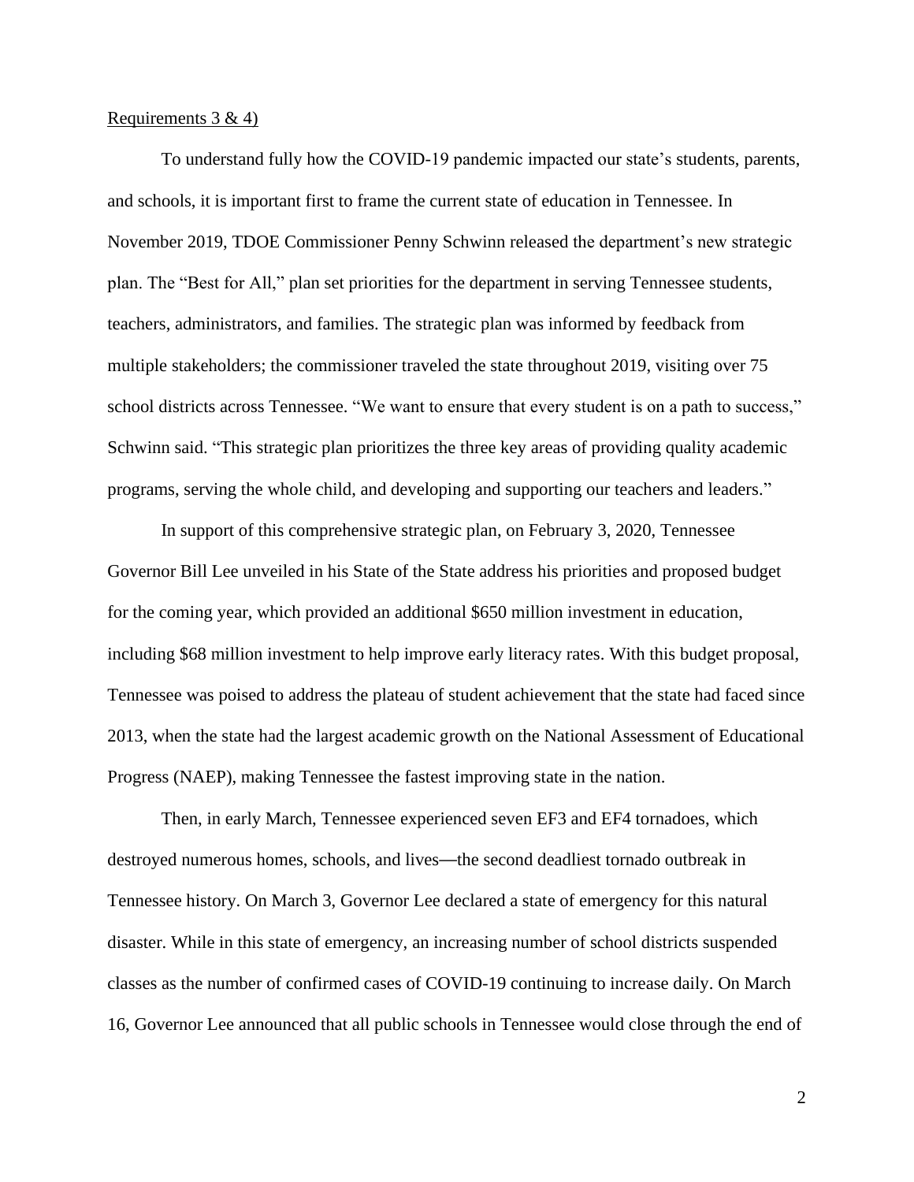Requirements 3 & 4)

To understand fully how the COVID-19 pandemic impacted our state's students, parents, and schools, it is important first to frame the current state of education in Tennessee. In November 2019, TDOE Commissioner Penny Schwinn released the department's new strategic plan. The "Best for All," plan set priorities for the department in serving Tennessee students, teachers, administrators, and families. The strategic plan was informed by feedback from multiple stakeholders; the commissioner traveled the state throughout 2019, visiting over 75 school districts across Tennessee. "We want to ensure that every student is on a path to success," Schwinn said. "This strategic plan prioritizes the three key areas of providing quality academic programs, serving the whole child, and developing and supporting our teachers and leaders."

In support of this comprehensive strategic plan, on February 3, 2020, Tennessee Governor Bill Lee unveiled in his State of the State address his priorities and proposed budget for the coming year, which provided an additional $650 million investment in education, including $68 million investment to help improve early literacy rates. With this budget proposal, Tennessee was poised to address the plateau of student achievement that the state had faced since 2013, when the state had the largest academic growth on the National Assessment of Educational Progress (NAEP), making Tennessee the fastest improving state in the nation.

Then, in early March, Tennessee experienced seven EF3 and EF4 tornadoes, which destroyed numerous homes, schools, and lives—the second deadliest tornado outbreak in Tennessee history. On March 3, Governor Lee declared a state of emergency for this natural disaster. While in this state of emergency, an increasing number of school districts suspended classes as the number of confirmed cases of COVID-19 continuing to increase daily. On March 16, Governor Lee announced that all public schools in Tennessee would close through the end of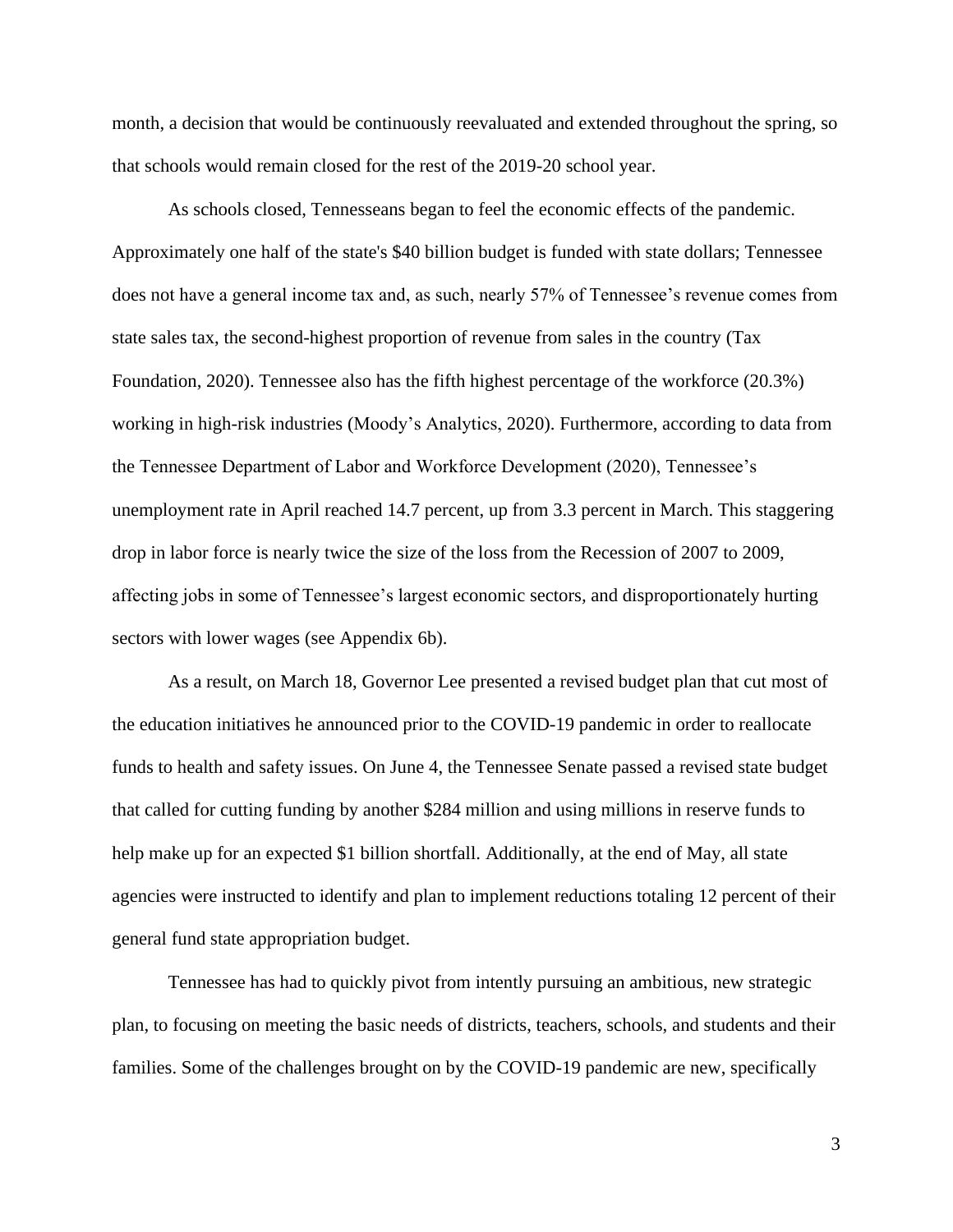month, a decision that would be continuously reevaluated and extended throughout the spring, so that schools would remain closed for the rest of the 2019-20 school year.

As schools closed, Tennesseans began to feel the economic effects of the pandemic. Approximately one half of the state's $40 billion budget is funded with state dollars; Tennessee does not have a general income tax and, as such, nearly 57% of Tennessee's revenue comes from state sales tax, the second-highest proportion of revenue from sales in the country (Tax Foundation, 2020). Tennessee also has the fifth highest percentage of the workforce (20.3%) working in high-risk industries (Moody's Analytics, 2020). Furthermore, according to data from the Tennessee Department of Labor and Workforce Development (2020), Tennessee's unemployment rate in April reached 14.7 percent, up from 3.3 percent in March. This staggering drop in labor force is nearly twice the size of the loss from the Recession of 2007 to 2009, affecting jobs in some of Tennessee's largest economic sectors, and disproportionately hurting sectors with lower wages (see Appendix 6b).

As a result, on March 18, Governor Lee presented a revised budget plan that cut most of the education initiatives he announced prior to the COVID-19 pandemic in order to reallocate funds to health and safety issues. On June 4, the Tennessee Senate passed a revised state budget that called for cutting funding by another $284 million and using millions in reserve funds to help make up for an expected $1 billion shortfall. Additionally, at the end of May, all state agencies were instructed to identify and plan to implement reductions totaling 12 percent of their general fund state appropriation budget.

Tennessee has had to quickly pivot from intently pursuing an ambitious, new strategic plan, to focusing on meeting the basic needs of districts, teachers, schools, and students and their families. Some of the challenges brought on by the COVID-19 pandemic are new, specifically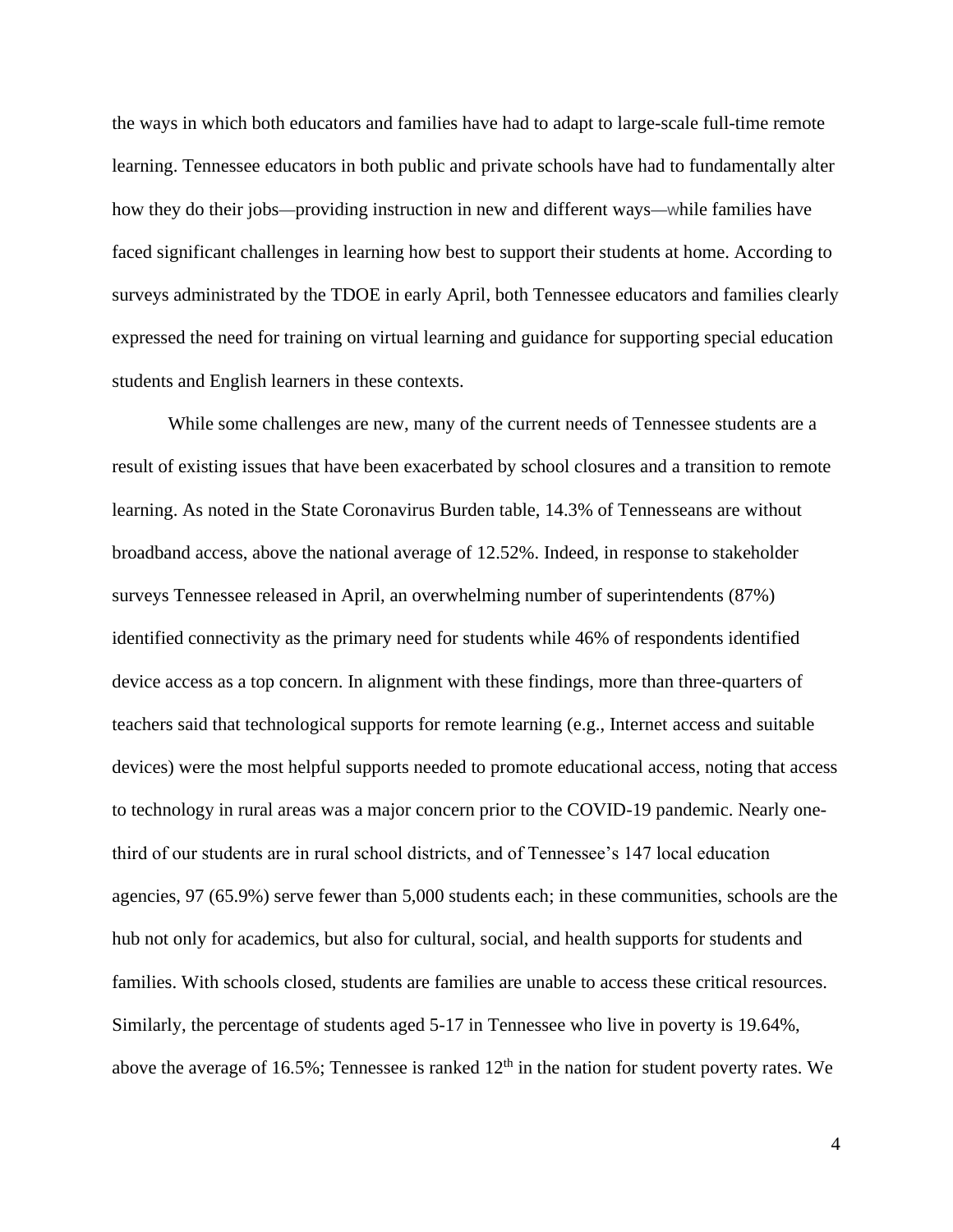the ways in which both educators and families have had to adapt to large-scale full-time remote learning. Tennessee educators in both public and private schools have had to fundamentally alter how they do their jobs—providing instruction in new and different ways—while families have faced significant challenges in learning how best to support their students at home. According to surveys administrated by the TDOE in early April, both Tennessee educators and families clearly expressed the need for training on virtual learning and guidance for supporting special education students and English learners in these contexts.

While some challenges are new, many of the current needs of Tennessee students are a result of existing issues that have been exacerbated by school closures and a transition to remote learning. As noted in the State Coronavirus Burden table, 14.3% of Tennesseans are without broadband access, above the national average of 12.52%. Indeed, in response to stakeholder surveys Tennessee released in April, an overwhelming number of superintendents (87%) identified connectivity as the primary need for students while 46% of respondents identified device access as a top concern. In alignment with these findings, more than three-quarters of teachers said that technological supports for remote learning (e.g., Internet access and suitable devices) were the most helpful supports needed to promote educational access, noting that access to technology in rural areas was a major concern prior to the COVID-19 pandemic. Nearly one-third of our students are in rural school districts, and of Tennessee's 147 local education agencies, 97 (65.9%) serve fewer than 5,000 students each; in these communities, schools are the hub not only for academics, but also for cultural, social, and health supports for students and families. With schools closed, students are families are unable to access these critical resources. Similarly, the percentage of students aged 5-17 in Tennessee who live in poverty is 19.64%, above the average of 16.5%; Tennessee is ranked 12th in the nation for student poverty rates. We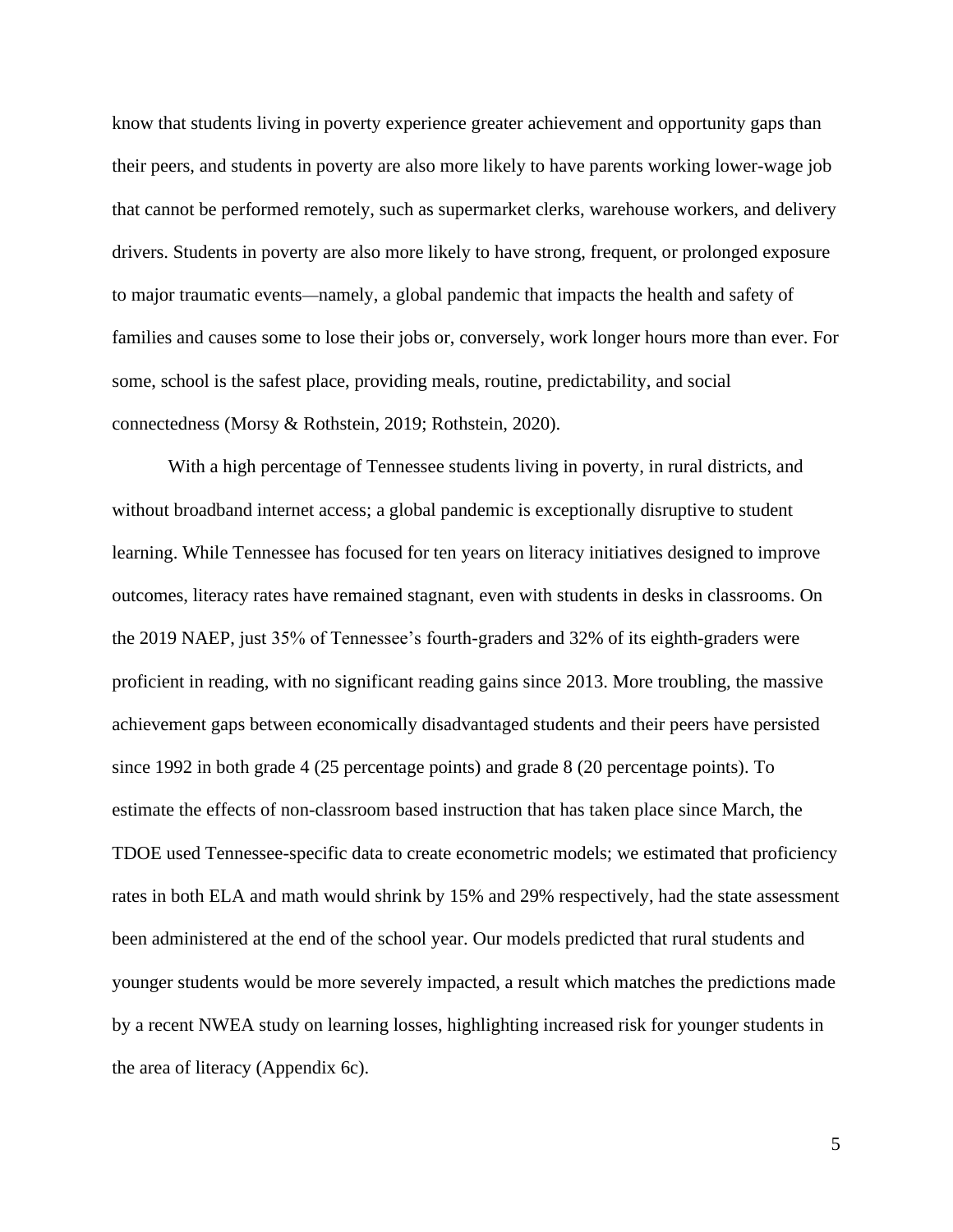know that students living in poverty experience greater achievement and opportunity gaps than their peers, and students in poverty are also more likely to have parents working lower-wage job that cannot be performed remotely, such as supermarket clerks, warehouse workers, and delivery drivers. Students in poverty are also more likely to have strong, frequent, or prolonged exposure to major traumatic events—namely, a global pandemic that impacts the health and safety of families and causes some to lose their jobs or, conversely, work longer hours more than ever. For some, school is the safest place, providing meals, routine, predictability, and social connectedness (Morsy & Rothstein, 2019; Rothstein, 2020).

With a high percentage of Tennessee students living in poverty, in rural districts, and without broadband internet access; a global pandemic is exceptionally disruptive to student learning. While Tennessee has focused for ten years on literacy initiatives designed to improve outcomes, literacy rates have remained stagnant, even with students in desks in classrooms. On the 2019 NAEP, just 35% of Tennessee's fourth-graders and 32% of its eighth-graders were proficient in reading, with no significant reading gains since 2013. More troubling, the massive achievement gaps between economically disadvantaged students and their peers have persisted since 1992 in both grade 4 (25 percentage points) and grade 8 (20 percentage points). To estimate the effects of non-classroom based instruction that has taken place since March, the TDOE used Tennessee-specific data to create econometric models; we estimated that proficiency rates in both ELA and math would shrink by 15% and 29% respectively, had the state assessment been administered at the end of the school year. Our models predicted that rural students and younger students would be more severely impacted, a result which matches the predictions made by a recent NWEA study on learning losses, highlighting increased risk for younger students in the area of literacy (Appendix 6c).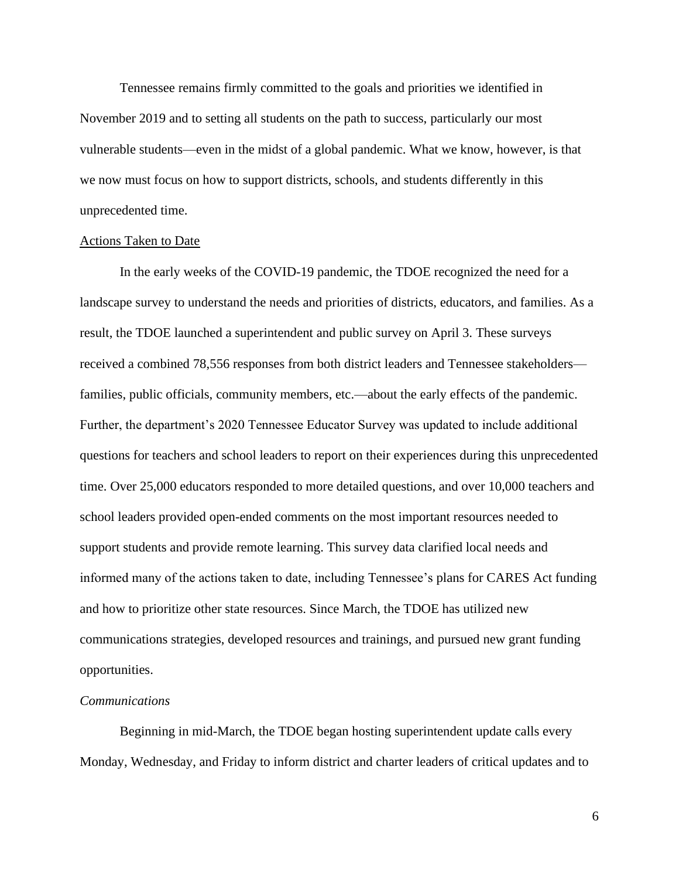Tennessee remains firmly committed to the goals and priorities we identified in November 2019 and to setting all students on the path to success, particularly our most vulnerable students—even in the midst of a global pandemic. What we know, however, is that we now must focus on how to support districts, schools, and students differently in this unprecedented time.

## Actions Taken to Date

In the early weeks of the COVID-19 pandemic, the TDOE recognized the need for a landscape survey to understand the needs and priorities of districts, educators, and families. As a result, the TDOE launched a superintendent and public survey on April 3. These surveys received a combined 78,556 responses from both district leaders and Tennessee stakeholders—families, public officials, community members, etc.—about the early effects of the pandemic. Further, the department's 2020 Tennessee Educator Survey was updated to include additional questions for teachers and school leaders to report on their experiences during this unprecedented time. Over 25,000 educators responded to more detailed questions, and over 10,000 teachers and school leaders provided open-ended comments on the most important resources needed to support students and provide remote learning. This survey data clarified local needs and informed many of the actions taken to date, including Tennessee's plans for CARES Act funding and how to prioritize other state resources. Since March, the TDOE has utilized new communications strategies, developed resources and trainings, and pursued new grant funding opportunities.

### *Communications*

Beginning in mid-March, the TDOE began hosting superintendent update calls every Monday, Wednesday, and Friday to inform district and charter leaders of critical updates and to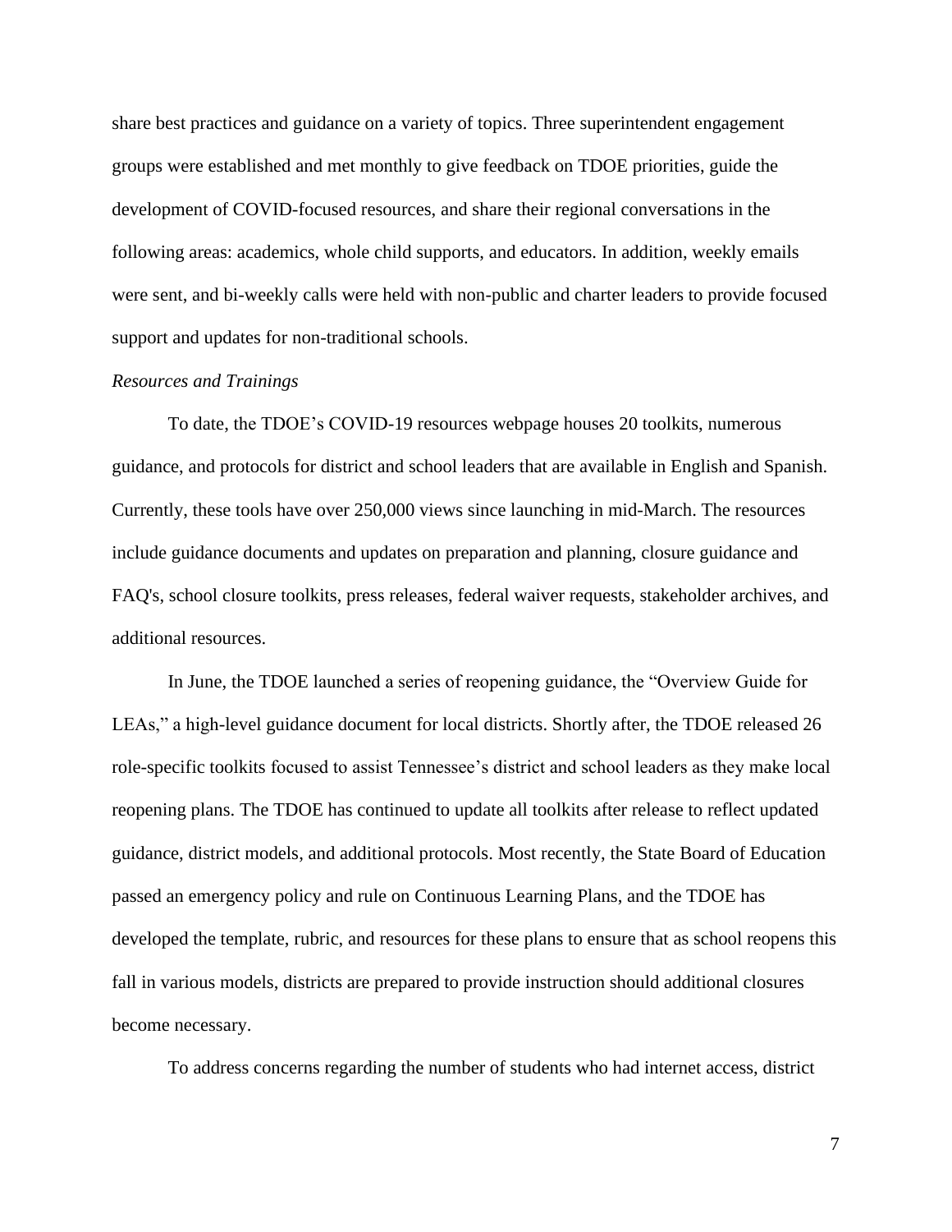share best practices and guidance on a variety of topics. Three superintendent engagement groups were established and met monthly to give feedback on TDOE priorities, guide the development of COVID-focused resources, and share their regional conversations in the following areas: academics, whole child supports, and educators. In addition, weekly emails were sent, and bi-weekly calls were held with non-public and charter leaders to provide focused support and updates for non-traditional schools.

*Resources and Trainings*

To date, the TDOE's COVID-19 resources webpage houses 20 toolkits, numerous guidance, and protocols for district and school leaders that are available in English and Spanish. Currently, these tools have over 250,000 views since launching in mid-March. The resources include guidance documents and updates on preparation and planning, closure guidance and FAQ's, school closure toolkits, press releases, federal waiver requests, stakeholder archives, and additional resources.

In June, the TDOE launched a series of reopening guidance, the "Overview Guide for LEAs," a high-level guidance document for local districts. Shortly after, the TDOE released 26 role-specific toolkits focused to assist Tennessee's district and school leaders as they make local reopening plans. The TDOE has continued to update all toolkits after release to reflect updated guidance, district models, and additional protocols. Most recently, the State Board of Education passed an emergency policy and rule on Continuous Learning Plans, and the TDOE has developed the template, rubric, and resources for these plans to ensure that as school reopens this fall in various models, districts are prepared to provide instruction should additional closures become necessary.

To address concerns regarding the number of students who had internet access, district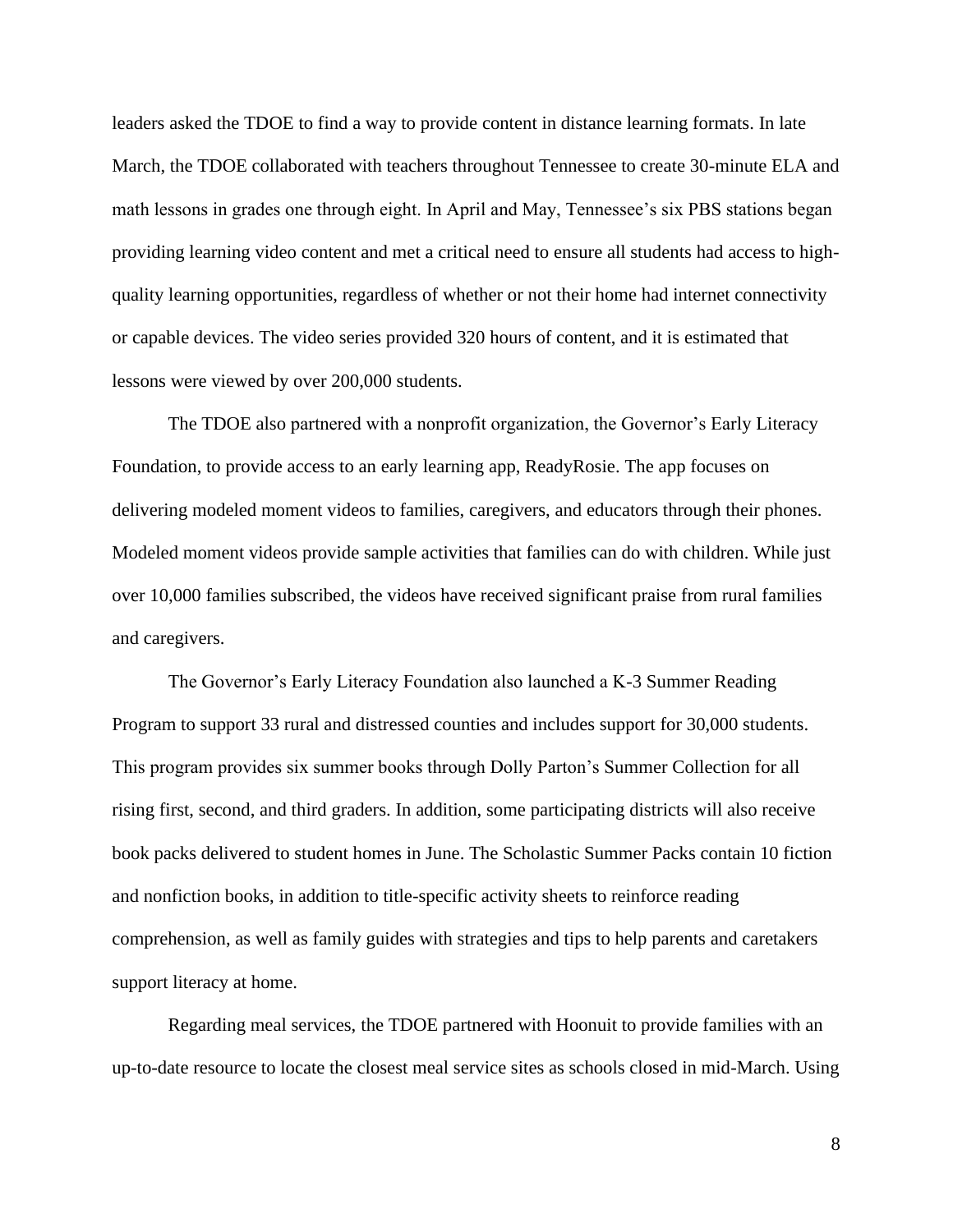leaders asked the TDOE to find a way to provide content in distance learning formats. In late March, the TDOE collaborated with teachers throughout Tennessee to create 30-minute ELA and math lessons in grades one through eight. In April and May, Tennessee's six PBS stations began providing learning video content and met a critical need to ensure all students had access to high-quality learning opportunities, regardless of whether or not their home had internet connectivity or capable devices. The video series provided 320 hours of content, and it is estimated that lessons were viewed by over 200,000 students.

The TDOE also partnered with a nonprofit organization, the Governor's Early Literacy Foundation, to provide access to an early learning app, ReadyRosie. The app focuses on delivering modeled moment videos to families, caregivers, and educators through their phones. Modeled moment videos provide sample activities that families can do with children. While just over 10,000 families subscribed, the videos have received significant praise from rural families and caregivers.

The Governor's Early Literacy Foundation also launched a K-3 Summer Reading Program to support 33 rural and distressed counties and includes support for 30,000 students. This program provides six summer books through Dolly Parton's Summer Collection for all rising first, second, and third graders. In addition, some participating districts will also receive book packs delivered to student homes in June. The Scholastic Summer Packs contain 10 fiction and nonfiction books, in addition to title-specific activity sheets to reinforce reading comprehension, as well as family guides with strategies and tips to help parents and caretakers support literacy at home.

Regarding meal services, the TDOE partnered with Hoonuit to provide families with an up-to-date resource to locate the closest meal service sites as schools closed in mid-March. Using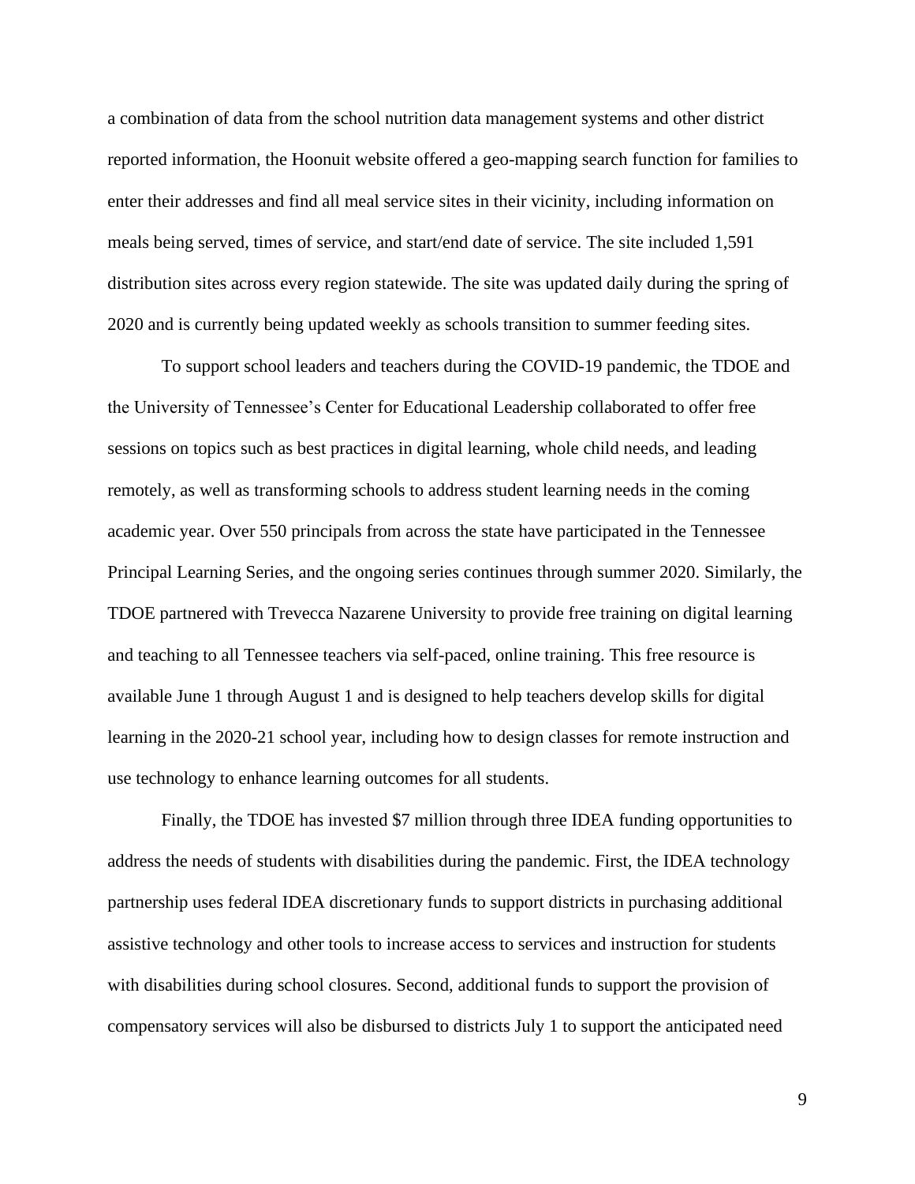a combination of data from the school nutrition data management systems and other district reported information, the Hoonuit website offered a geo-mapping search function for families to enter their addresses and find all meal service sites in their vicinity, including information on meals being served, times of service, and start/end date of service. The site included 1,591 distribution sites across every region statewide. The site was updated daily during the spring of 2020 and is currently being updated weekly as schools transition to summer feeding sites.

To support school leaders and teachers during the COVID-19 pandemic, the TDOE and the University of Tennessee's Center for Educational Leadership collaborated to offer free sessions on topics such as best practices in digital learning, whole child needs, and leading remotely, as well as transforming schools to address student learning needs in the coming academic year. Over 550 principals from across the state have participated in the Tennessee Principal Learning Series, and the ongoing series continues through summer 2020. Similarly, the TDOE partnered with Trevecca Nazarene University to provide free training on digital learning and teaching to all Tennessee teachers via self-paced, online training. This free resource is available June 1 through August 1 and is designed to help teachers develop skills for digital learning in the 2020-21 school year, including how to design classes for remote instruction and use technology to enhance learning outcomes for all students.

Finally, the TDOE has invested $7 million through three IDEA funding opportunities to address the needs of students with disabilities during the pandemic. First, the IDEA technology partnership uses federal IDEA discretionary funds to support districts in purchasing additional assistive technology and other tools to increase access to services and instruction for students with disabilities during school closures. Second, additional funds to support the provision of compensatory services will also be disbursed to districts July 1 to support the anticipated need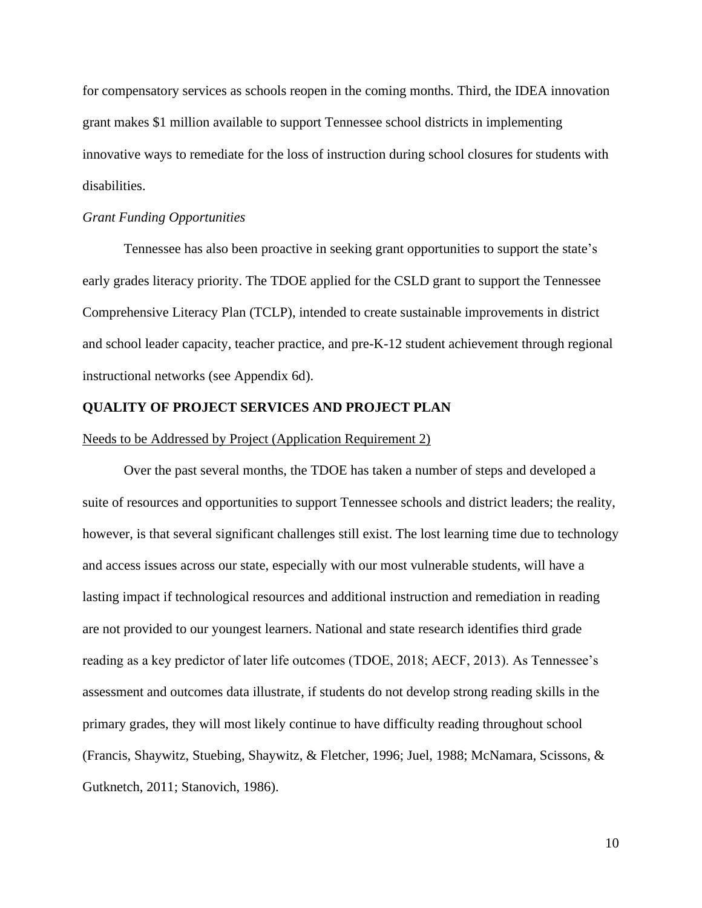for compensatory services as schools reopen in the coming months. Third, the IDEA innovation grant makes $1 million available to support Tennessee school districts in implementing innovative ways to remediate for the loss of instruction during school closures for students with disabilities.

*Grant Funding Opportunities*

Tennessee has also been proactive in seeking grant opportunities to support the state's early grades literacy priority. The TDOE applied for the CSLD grant to support the Tennessee Comprehensive Literacy Plan (TCLP), intended to create sustainable improvements in district and school leader capacity, teacher practice, and pre-K-12 student achievement through regional instructional networks (see Appendix 6d).

## QUALITY OF PROJECT SERVICES AND PROJECT PLAN

<u>Needs to be Addressed by Project (Application Requirement 2)</u>

Over the past several months, the TDOE has taken a number of steps and developed a suite of resources and opportunities to support Tennessee schools and district leaders; the reality, however, is that several significant challenges still exist. The lost learning time due to technology and access issues across our state, especially with our most vulnerable students, will have a lasting impact if technological resources and additional instruction and remediation in reading are not provided to our youngest learners. National and state research identifies third grade reading as a key predictor of later life outcomes (TDOE, 2018; AECF, 2013). As Tennessee's assessment and outcomes data illustrate, if students do not develop strong reading skills in the primary grades, they will most likely continue to have difficulty reading throughout school (Francis, Shaywitz, Stuebing, Shaywitz, & Fletcher, 1996; Juel, 1988; McNamara, Scissons, & Gutknetch, 2011; Stanovich, 1986).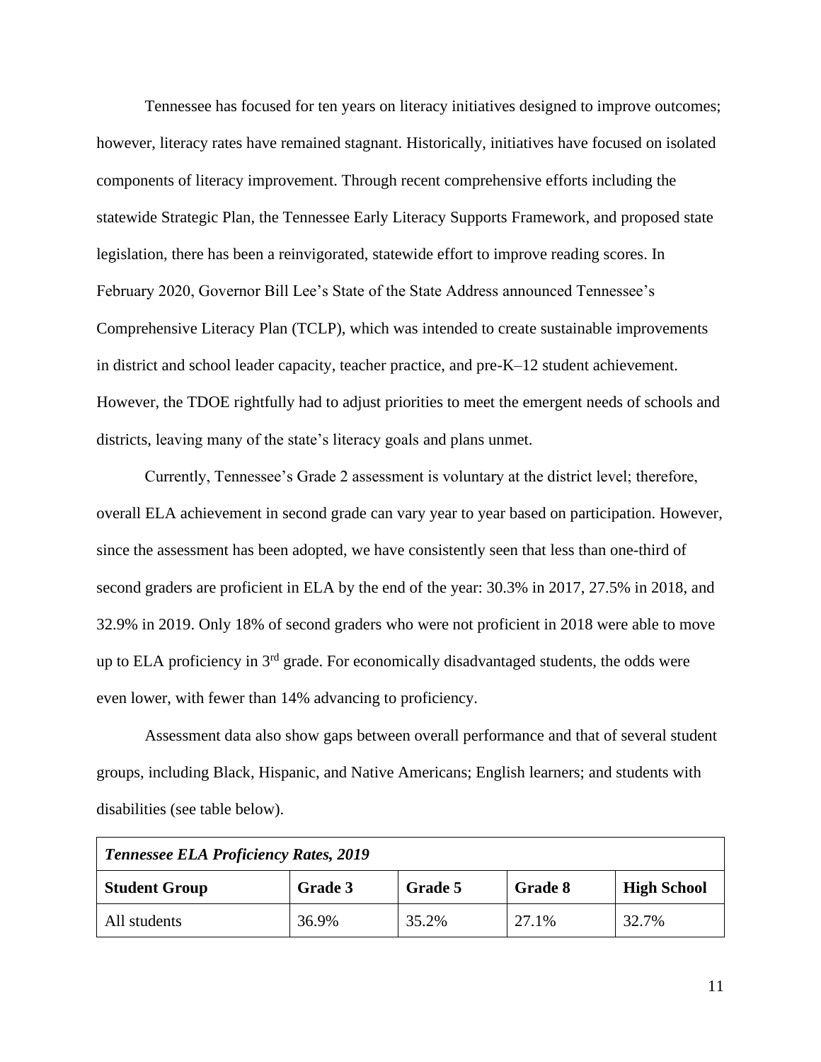Tennessee has focused for ten years on literacy initiatives designed to improve outcomes; however, literacy rates have remained stagnant. Historically, initiatives have focused on isolated components of literacy improvement. Through recent comprehensive efforts including the statewide Strategic Plan, the Tennessee Early Literacy Supports Framework, and proposed state legislation, there has been a reinvigorated, statewide effort to improve reading scores. In February 2020, Governor Bill Lee's State of the State Address announced Tennessee's Comprehensive Literacy Plan (TCLP), which was intended to create sustainable improvements in district and school leader capacity, teacher practice, and pre-K–12 student achievement. However, the TDOE rightfully had to adjust priorities to meet the emergent needs of schools and districts, leaving many of the state's literacy goals and plans unmet.

Currently, Tennessee's Grade 2 assessment is voluntary at the district level; therefore, overall ELA achievement in second grade can vary year to year based on participation. However, since the assessment has been adopted, we have consistently seen that less than one-third of second graders are proficient in ELA by the end of the year: 30.3% in 2017, 27.5% in 2018, and 32.9% in 2019. Only 18% of second graders who were not proficient in 2018 were able to move up to ELA proficiency in 3rd grade. For economically disadvantaged students, the odds were even lower, with fewer than 14% advancing to proficiency.

Assessment data also show gaps between overall performance and that of several student groups, including Black, Hispanic, and Native Americans; English learners; and students with disabilities (see table below).

| ***Tennessee ELA Proficiency Rates, 2019*** | | | | |
|---|---|---|---|---|
| **Student Group** | **Grade 3** | **Grade 5** | **Grade 8** | **High School** |
| All students | 36.9% | 35.2% | 27.1% | 32.7% |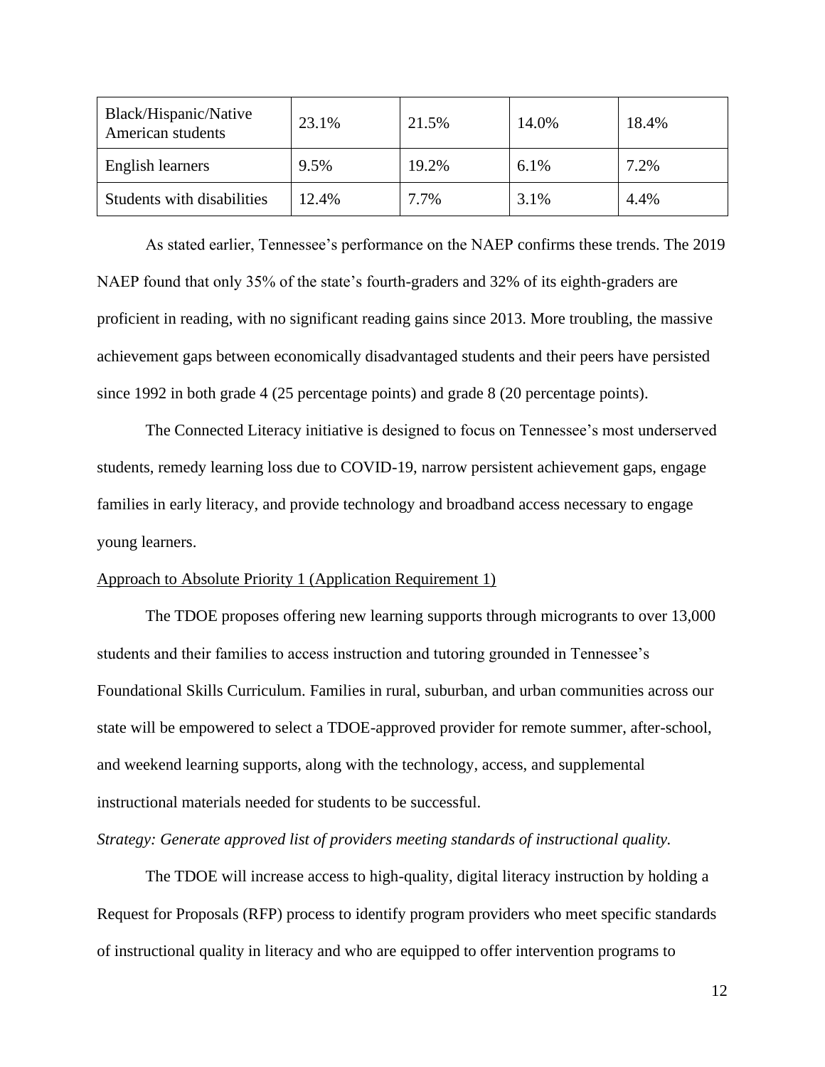| | | | | |
|---|---|---|---|---|
| Black/Hispanic/Native American students | 23.1% | 21.5% | 14.0% | 18.4% |
| English learners | 9.5% | 19.2% | 6.1% | 7.2% |
| Students with disabilities | 12.4% | 7.7% | 3.1% | 4.4% |

As stated earlier, Tennessee's performance on the NAEP confirms these trends. The 2019 NAEP found that only 35% of the state's fourth-graders and 32% of its eighth-graders are proficient in reading, with no significant reading gains since 2013. More troubling, the massive achievement gaps between economically disadvantaged students and their peers have persisted since 1992 in both grade 4 (25 percentage points) and grade 8 (20 percentage points).

The Connected Literacy initiative is designed to focus on Tennessee's most underserved students, remedy learning loss due to COVID-19, narrow persistent achievement gaps, engage families in early literacy, and provide technology and broadband access necessary to engage young learners.

Approach to Absolute Priority 1 (Application Requirement 1)

The TDOE proposes offering new learning supports through micrograants to over 13,000 students and their families to access instruction and tutoring grounded in Tennessee's Foundational Skills Curriculum. Families in rural, suburban, and urban communities across our state will be empowered to select a TDOE-approved provider for remote summer, after-school, and weekend learning supports, along with the technology, access, and supplemental instructional materials needed for students to be successful.

*Strategy: Generate approved list of providers meeting standards of instructional quality.*

The TDOE will increase access to high-quality, digital literacy instruction by holding a Request for Proposals (RFP) process to identify program providers who meet specific standards of instructional quality in literacy and who are equipped to offer intervention programs to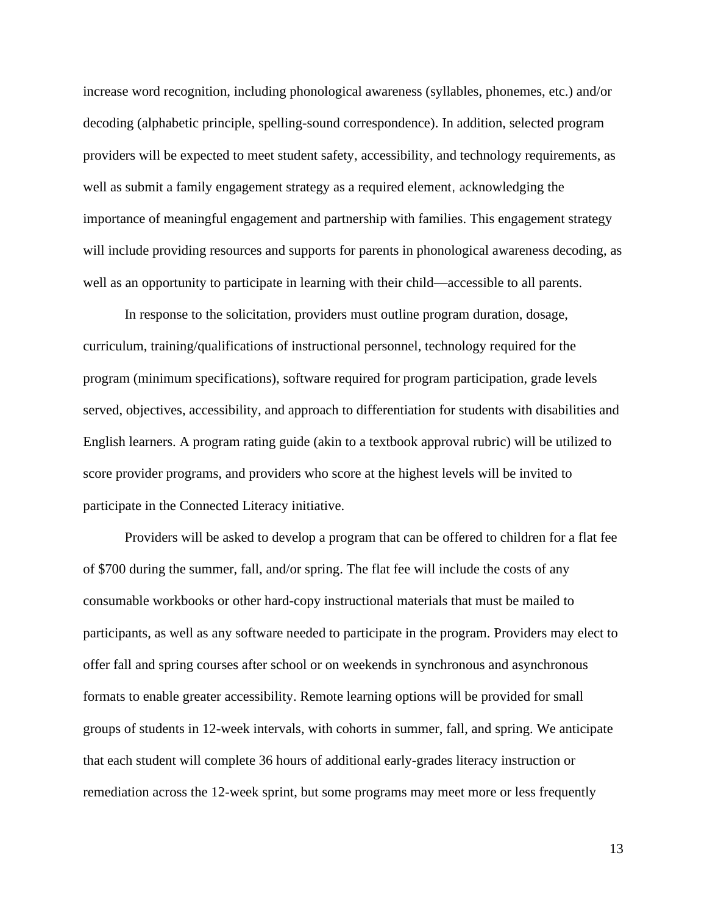increase word recognition, including phonological awareness (syllables, phonemes, etc.) and/or decoding (alphabetic principle, spelling-sound correspondence). In addition, selected program providers will be expected to meet student safety, accessibility, and technology requirements, as well as submit a family engagement strategy as a required element, acknowledging the importance of meaningful engagement and partnership with families. This engagement strategy will include providing resources and supports for parents in phonological awareness decoding, as well as an opportunity to participate in learning with their child—accessible to all parents.

In response to the solicitation, providers must outline program duration, dosage, curriculum, training/qualifications of instructional personnel, technology required for the program (minimum specifications), software required for program participation, grade levels served, objectives, accessibility, and approach to differentiation for students with disabilities and English learners. A program rating guide (akin to a textbook approval rubric) will be utilized to score provider programs, and providers who score at the highest levels will be invited to participate in the Connected Literacy initiative.

Providers will be asked to develop a program that can be offered to children for a flat fee of $700 during the summer, fall, and/or spring. The flat fee will include the costs of any consumable workbooks or other hard-copy instructional materials that must be mailed to participants, as well as any software needed to participate in the program. Providers may elect to offer fall and spring courses after school or on weekends in synchronous and asynchronous formats to enable greater accessibility. Remote learning options will be provided for small groups of students in 12-week intervals, with cohorts in summer, fall, and spring. We anticipate that each student will complete 36 hours of additional early-grades literacy instruction or remediation across the 12-week sprint, but some programs may meet more or less frequently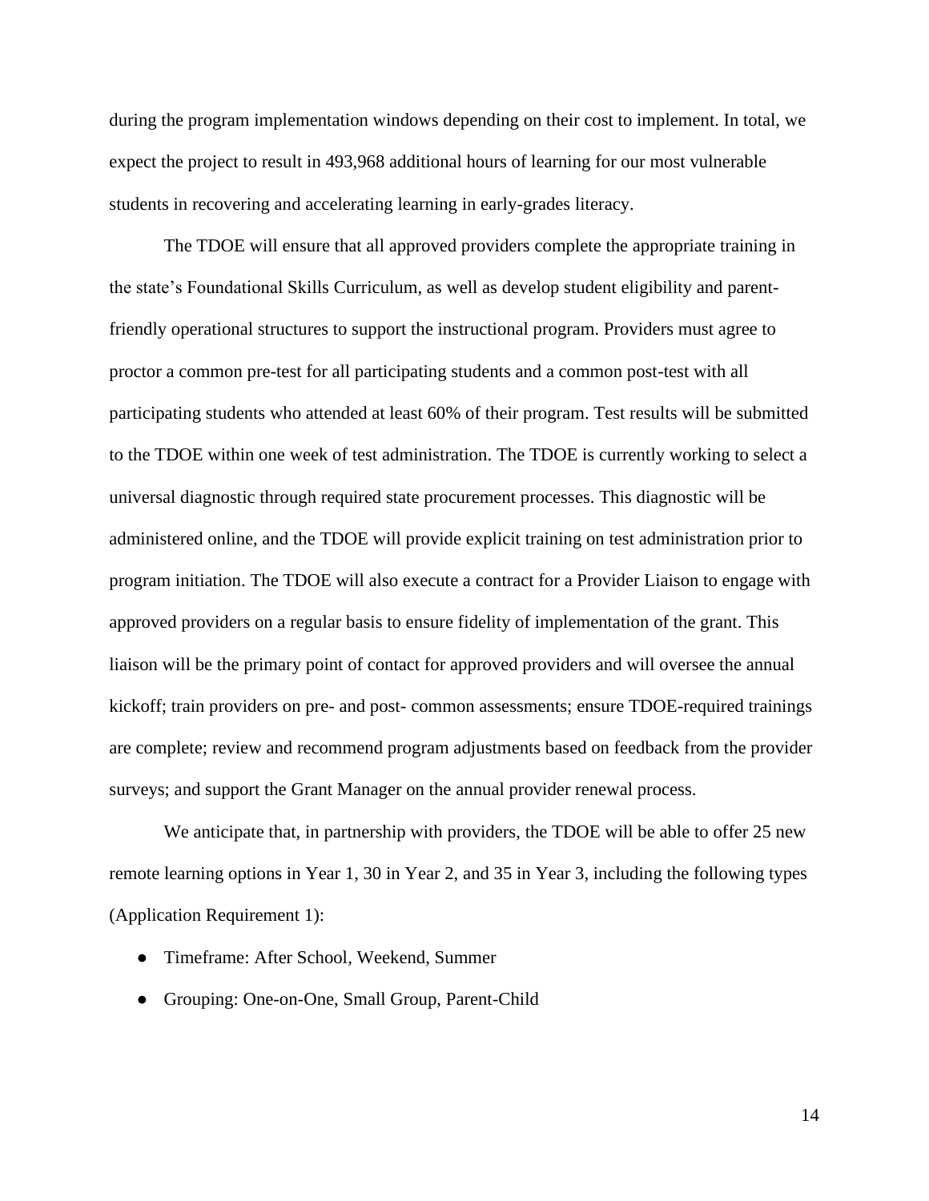during the program implementation windows depending on their cost to implement. In total, we expect the project to result in 493,968 additional hours of learning for our most vulnerable students in recovering and accelerating learning in early-grades literacy.

The TDOE will ensure that all approved providers complete the appropriate training in the state's Foundational Skills Curriculum, as well as develop student eligibility and parent-friendly operational structures to support the instructional program. Providers must agree to proctor a common pre-test for all participating students and a common post-test with all participating students who attended at least 60% of their program. Test results will be submitted to the TDOE within one week of test administration. The TDOE is currently working to select a universal diagnostic through required state procurement processes. This diagnostic will be administered online, and the TDOE will provide explicit training on test administration prior to program initiation. The TDOE will also execute a contract for a Provider Liaison to engage with approved providers on a regular basis to ensure fidelity of implementation of the grant. This liaison will be the primary point of contact for approved providers and will oversee the annual kickoff; train providers on pre- and post- common assessments; ensure TDOE-required trainings are complete; review and recommend program adjustments based on feedback from the provider surveys; and support the Grant Manager on the annual provider renewal process.

We anticipate that, in partnership with providers, the TDOE will be able to offer 25 new remote learning options in Year 1, 30 in Year 2, and 35 in Year 3, including the following types (Application Requirement 1):

- Timeframe: After School, Weekend, Summer
- Grouping: One-on-One, Small Group, Parent-Child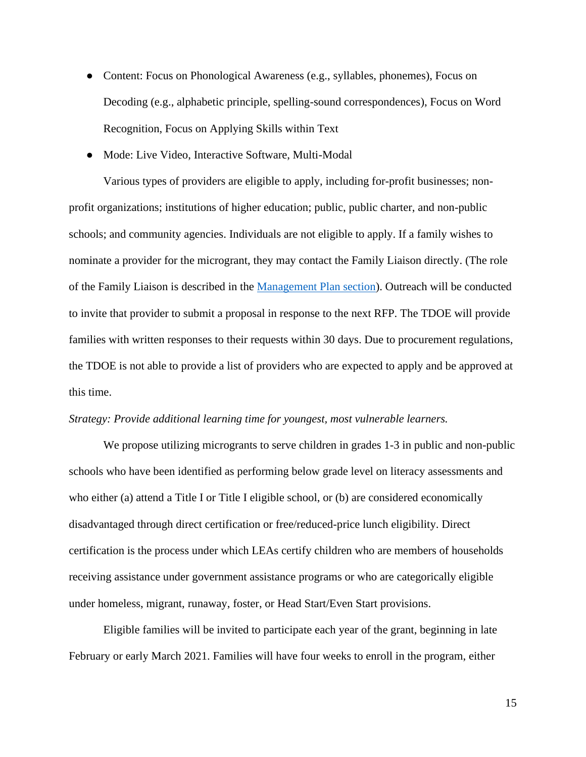- Content: Focus on Phonological Awareness (e.g., syllables, phonemes), Focus on Decoding (e.g., alphabetic principle, spelling-sound correspondences), Focus on Word Recognition, Focus on Applying Skills within Text
- Mode: Live Video, Interactive Software, Multi-Modal

Various types of providers are eligible to apply, including for-profit businesses; non-profit organizations; institutions of higher education; public, public charter, and non-public schools; and community agencies. Individuals are not eligible to apply. If a family wishes to nominate a provider for the microgrant, they may contact the Family Liaison directly. (The role of the Family Liaison is described in the [Management Plan section](#)). Outreach will be conducted to invite that provider to submit a proposal in response to the next RFP. The TDOE will provide families with written responses to their requests within 30 days. Due to procurement regulations, the TDOE is not able to provide a list of providers who are expected to apply and be approved at this time.

*Strategy: Provide additional learning time for youngest, most vulnerable learners.*

We propose utilizing microgrants to serve children in grades 1-3 in public and non-public schools who have been identified as performing below grade level on literacy assessments and who either (a) attend a Title I or Title I eligible school, or (b) are considered economically disadvantaged through direct certification or free/reduced-price lunch eligibility. Direct certification is the process under which LEAs certify children who are members of households receiving assistance under government assistance programs or who are categorically eligible under homeless, migrant, runaway, foster, or Head Start/Even Start provisions.

Eligible families will be invited to participate each year of the grant, beginning in late February or early March 2021. Families will have four weeks to enroll in the program, either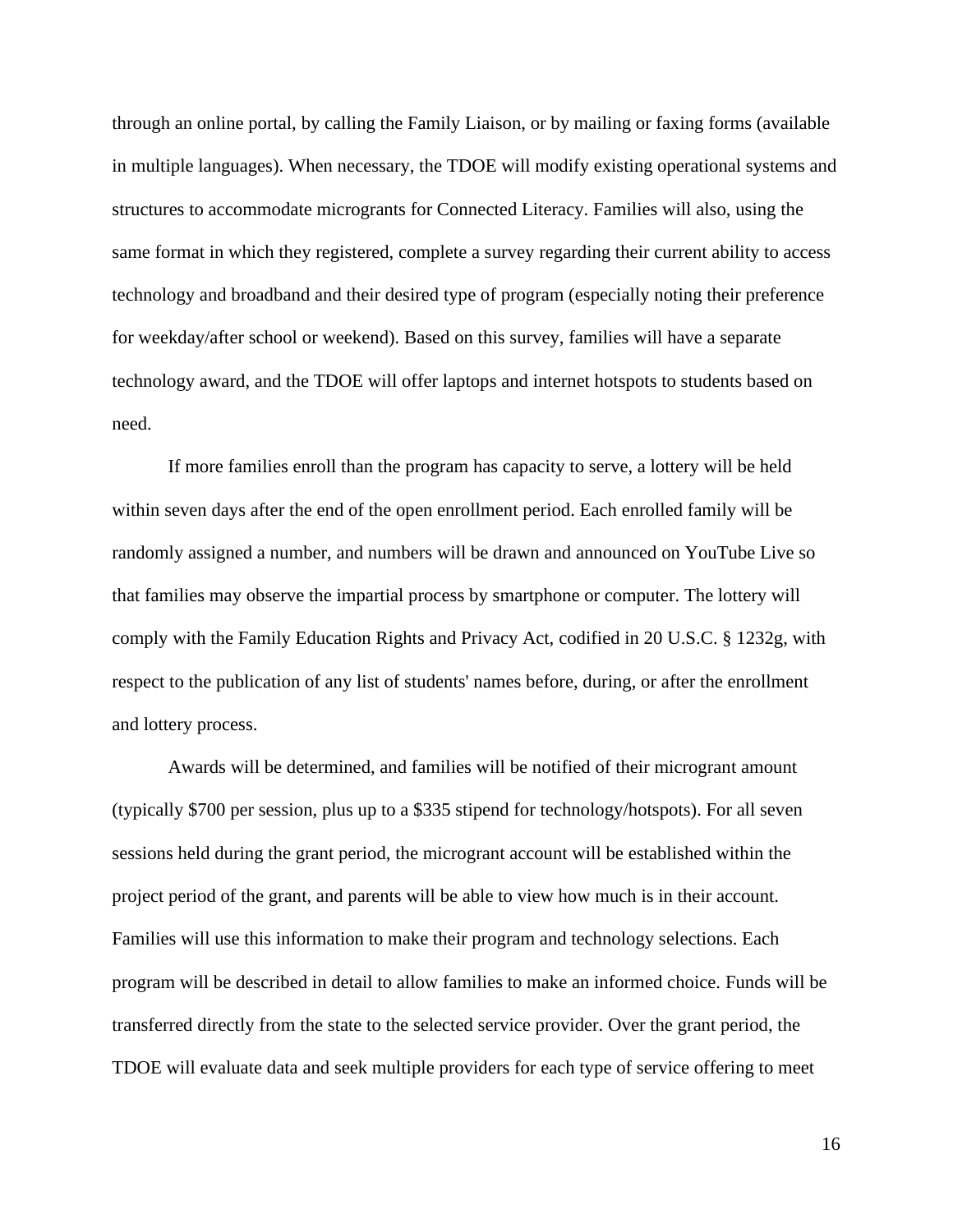through an online portal, by calling the Family Liaison, or by mailing or faxing forms (available in multiple languages). When necessary, the TDOE will modify existing operational systems and structures to accommodate micrograants for Connected Literacy. Families will also, using the same format in which they registered, complete a survey regarding their current ability to access technology and broadband and their desired type of program (especially noting their preference for weekday/after school or weekend). Based on this survey, families will have a separate technology award, and the TDOE will offer laptops and internet hotspots to students based on need.

If more families enroll than the program has capacity to serve, a lottery will be held within seven days after the end of the open enrollment period. Each enrolled family will be randomly assigned a number, and numbers will be drawn and announced on YouTube Live so that families may observe the impartial process by smartphone or computer. The lottery will comply with the Family Education Rights and Privacy Act, codified in 20 U.S.C. § 1232g, with respect to the publication of any list of students' names before, during, or after the enrollment and lottery process.

Awards will be determined, and families will be notified of their microgrant amount (typically $700 per session, plus up to a $335 stipend for technology/hotspots). For all seven sessions held during the grant period, the microgrant account will be established within the project period of the grant, and parents will be able to view how much is in their account. Families will use this information to make their program and technology selections. Each program will be described in detail to allow families to make an informed choice. Funds will be transferred directly from the state to the selected service provider. Over the grant period, the TDOE will evaluate data and seek multiple providers for each type of service offering to meet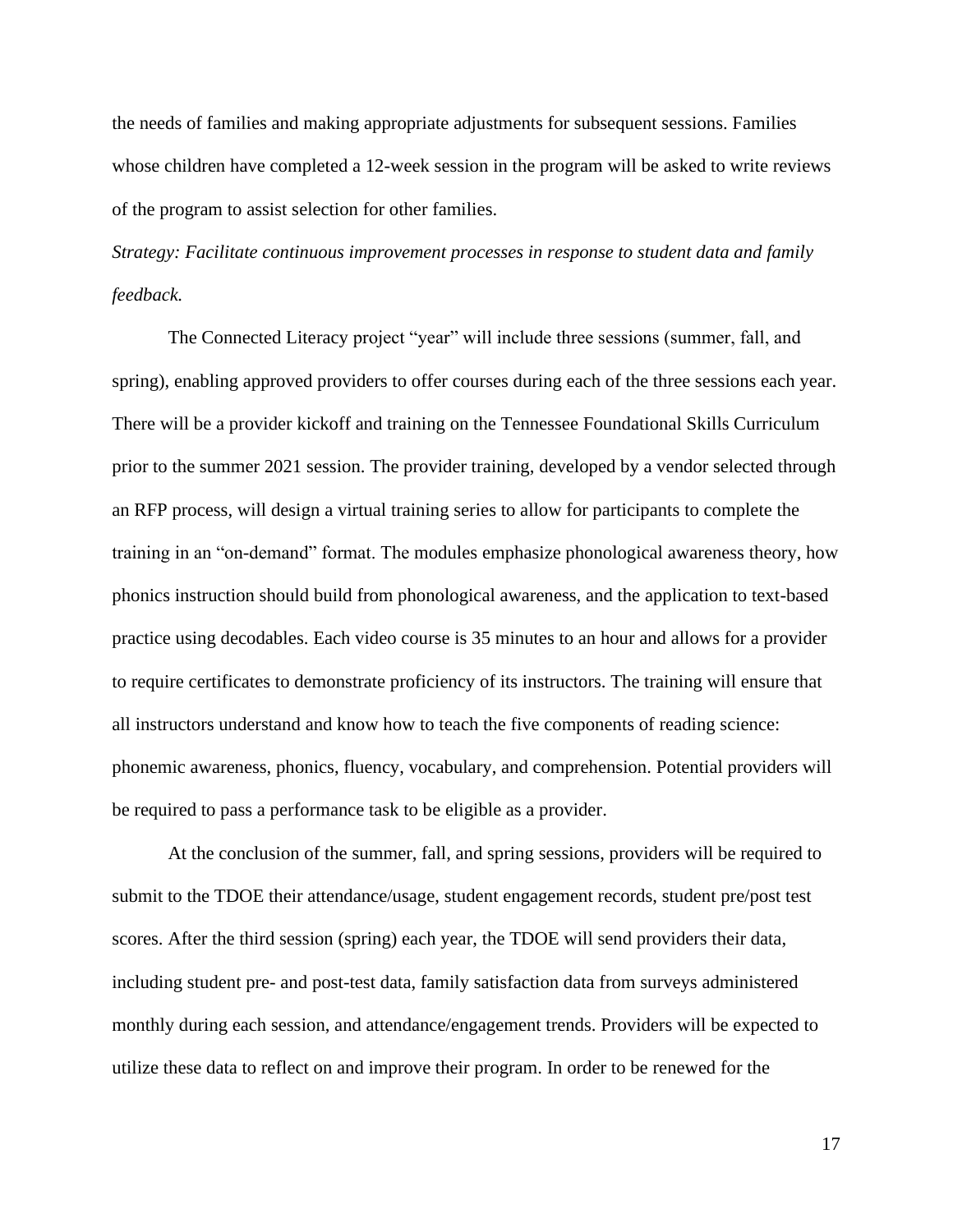the needs of families and making appropriate adjustments for subsequent sessions. Families whose children have completed a 12-week session in the program will be asked to write reviews of the program to assist selection for other families.

*Strategy: Facilitate continuous improvement processes in response to student data and family feedback.*

The Connected Literacy project "year" will include three sessions (summer, fall, and spring), enabling approved providers to offer courses during each of the three sessions each year. There will be a provider kickoff and training on the Tennessee Foundational Skills Curriculum prior to the summer 2021 session. The provider training, developed by a vendor selected through an RFP process, will design a virtual training series to allow for participants to complete the training in an "on-demand" format. The modules emphasize phonological awareness theory, how phonics instruction should build from phonological awareness, and the application to text-based practice using decodables. Each video course is 35 minutes to an hour and allows for a provider to require certificates to demonstrate proficiency of its instructors. The training will ensure that all instructors understand and know how to teach the five components of reading science: phonemic awareness, phonics, fluency, vocabulary, and comprehension. Potential providers will be required to pass a performance task to be eligible as a provider.

At the conclusion of the summer, fall, and spring sessions, providers will be required to submit to the TDOE their attendance/usage, student engagement records, student pre/post test scores. After the third session (spring) each year, the TDOE will send providers their data, including student pre- and post-test data, family satisfaction data from surveys administered monthly during each session, and attendance/engagement trends. Providers will be expected to utilize these data to reflect on and improve their program. In order to be renewed for the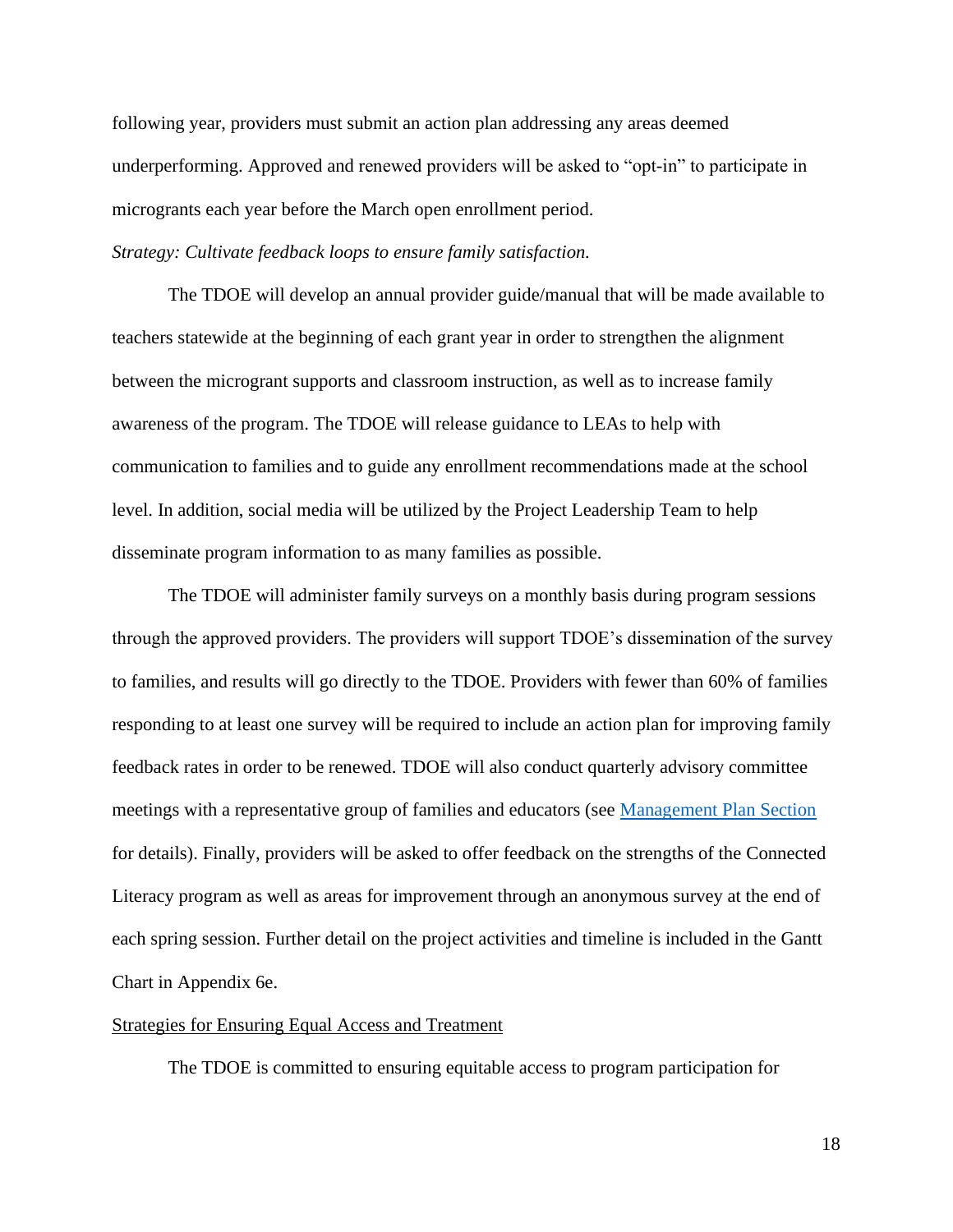following year, providers must submit an action plan addressing any areas deemed underperforming. Approved and renewed providers will be asked to "opt-in" to participate in microgrants each year before the March open enrollment period.

*Strategy: Cultivate feedback loops to ensure family satisfaction.*

The TDOE will develop an annual provider guide/manual that will be made available to teachers statewide at the beginning of each grant year in order to strengthen the alignment between the microgrant supports and classroom instruction, as well as to increase family awareness of the program. The TDOE will release guidance to LEAs to help with communication to families and to guide any enrollment recommendations made at the school level. In addition, social media will be utilized by the Project Leadership Team to help disseminate program information to as many families as possible.

The TDOE will administer family surveys on a monthly basis during program sessions through the approved providers. The providers will support TDOE's dissemination of the survey to families, and results will go directly to the TDOE. Providers with fewer than 60% of families responding to at least one survey will be required to include an action plan for improving family feedback rates in order to be renewed. TDOE will also conduct quarterly advisory committee meetings with a representative group of families and educators (see Management Plan Section for details). Finally, providers will be asked to offer feedback on the strengths of the Connected Literacy program as well as areas for improvement through an anonymous survey at the end of each spring session. Further detail on the project activities and timeline is included in the Gantt Chart in Appendix 6e.

Strategies for Ensuring Equal Access and Treatment

The TDOE is committed to ensuring equitable access to program participation for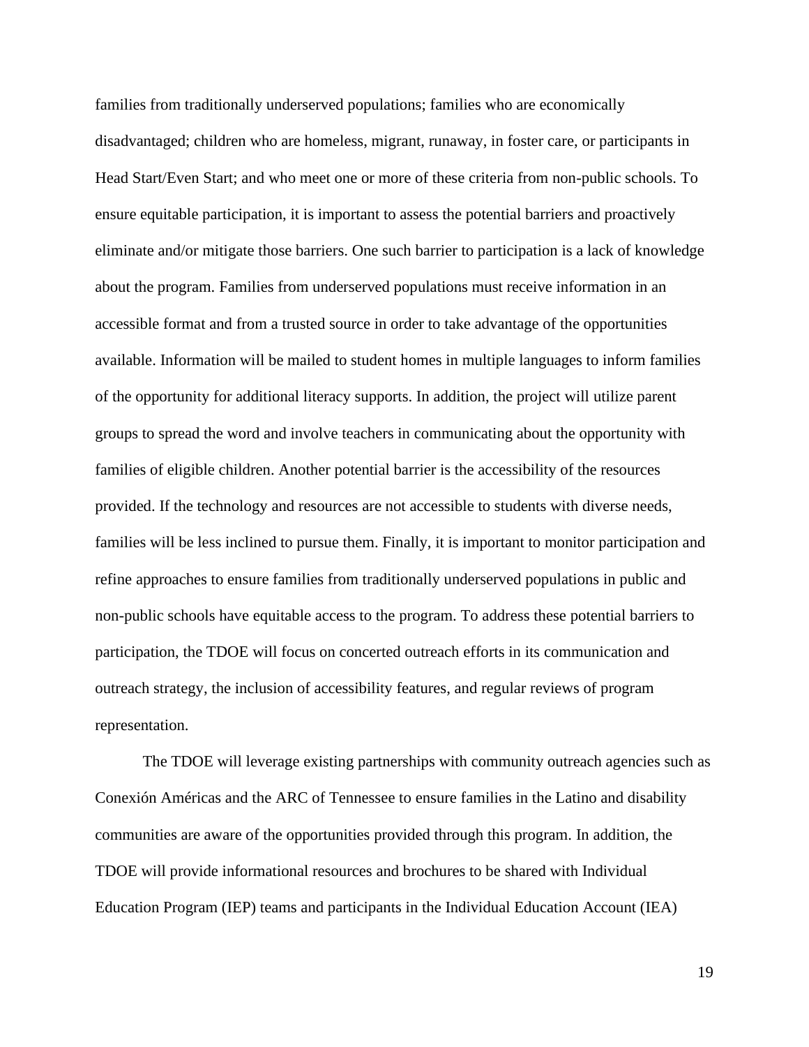families from traditionally underserved populations; families who are economically disadvantaged; children who are homeless, migrant, runaway, in foster care, or participants in Head Start/Even Start; and who meet one or more of these criteria from non-public schools. To ensure equitable participation, it is important to assess the potential barriers and proactively eliminate and/or mitigate those barriers. One such barrier to participation is a lack of knowledge about the program. Families from underserved populations must receive information in an accessible format and from a trusted source in order to take advantage of the opportunities available. Information will be mailed to student homes in multiple languages to inform families of the opportunity for additional literacy supports. In addition, the project will utilize parent groups to spread the word and involve teachers in communicating about the opportunity with families of eligible children. Another potential barrier is the accessibility of the resources provided. If the technology and resources are not accessible to students with diverse needs, families will be less inclined to pursue them. Finally, it is important to monitor participation and refine approaches to ensure families from traditionally underserved populations in public and non-public schools have equitable access to the program. To address these potential barriers to participation, the TDOE will focus on concerted outreach efforts in its communication and outreach strategy, the inclusion of accessibility features, and regular reviews of program representation.

The TDOE will leverage existing partnerships with community outreach agencies such as Conexión Américas and the ARC of Tennessee to ensure families in the Latino and disability communities are aware of the opportunities provided through this program. In addition, the TDOE will provide informational resources and brochures to be shared with Individual Education Program (IEP) teams and participants in the Individual Education Account (IEA)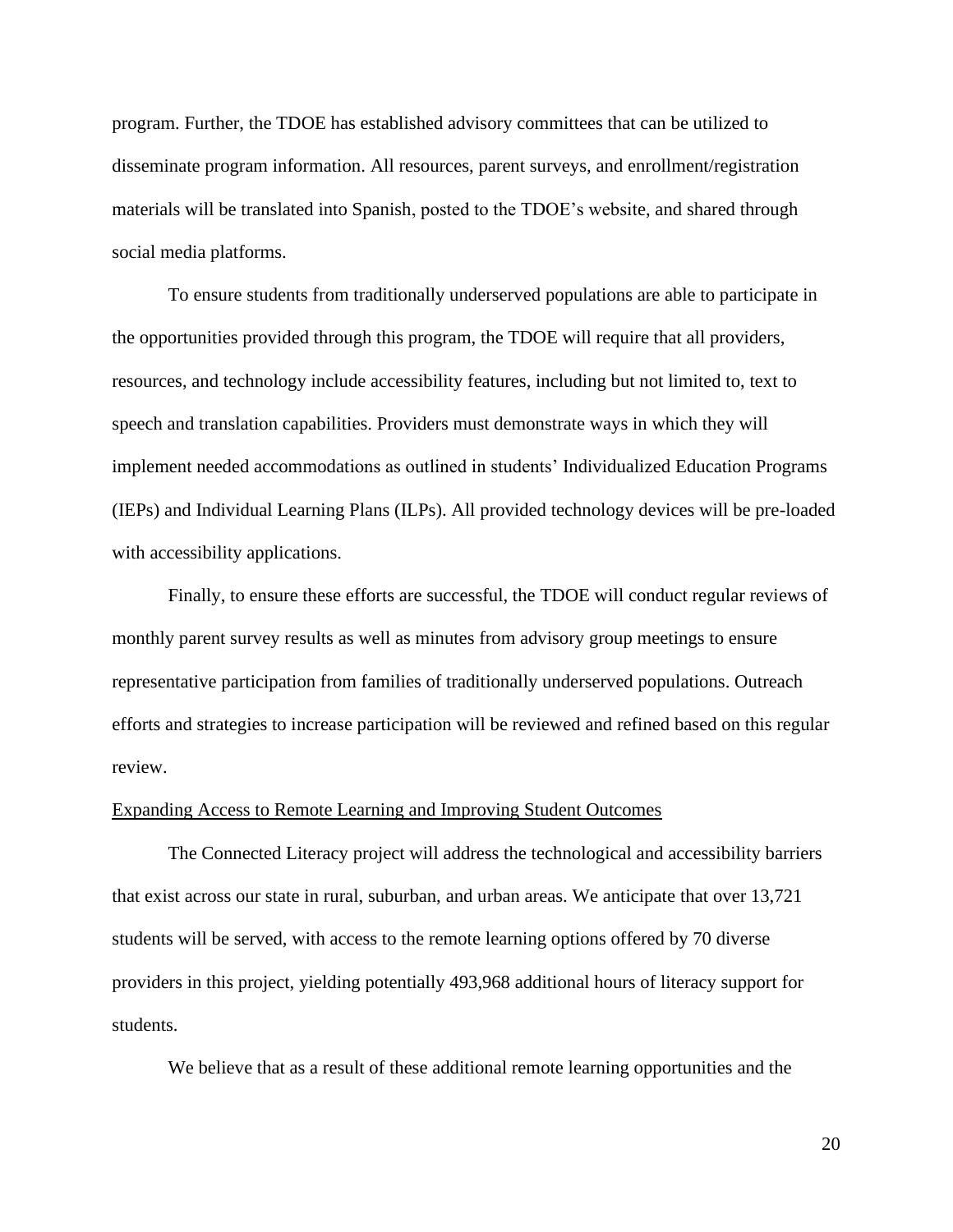program. Further, the TDOE has established advisory committees that can be utilized to disseminate program information. All resources, parent surveys, and enrollment/registration materials will be translated into Spanish, posted to the TDOE's website, and shared through social media platforms.

To ensure students from traditionally underserved populations are able to participate in the opportunities provided through this program, the TDOE will require that all providers, resources, and technology include accessibility features, including but not limited to, text to speech and translation capabilities. Providers must demonstrate ways in which they will implement needed accommodations as outlined in students' Individualized Education Programs (IEPs) and Individual Learning Plans (ILPs). All provided technology devices will be pre-loaded with accessibility applications.

Finally, to ensure these efforts are successful, the TDOE will conduct regular reviews of monthly parent survey results as well as minutes from advisory group meetings to ensure representative participation from families of traditionally underserved populations. Outreach efforts and strategies to increase participation will be reviewed and refined based on this regular review.

Expanding Access to Remote Learning and Improving Student Outcomes

The Connected Literacy project will address the technological and accessibility barriers that exist across our state in rural, suburban, and urban areas. We anticipate that over 13,721 students will be served, with access to the remote learning options offered by 70 diverse providers in this project, yielding potentially 493,968 additional hours of literacy support for students.

We believe that as a result of these additional remote learning opportunities and the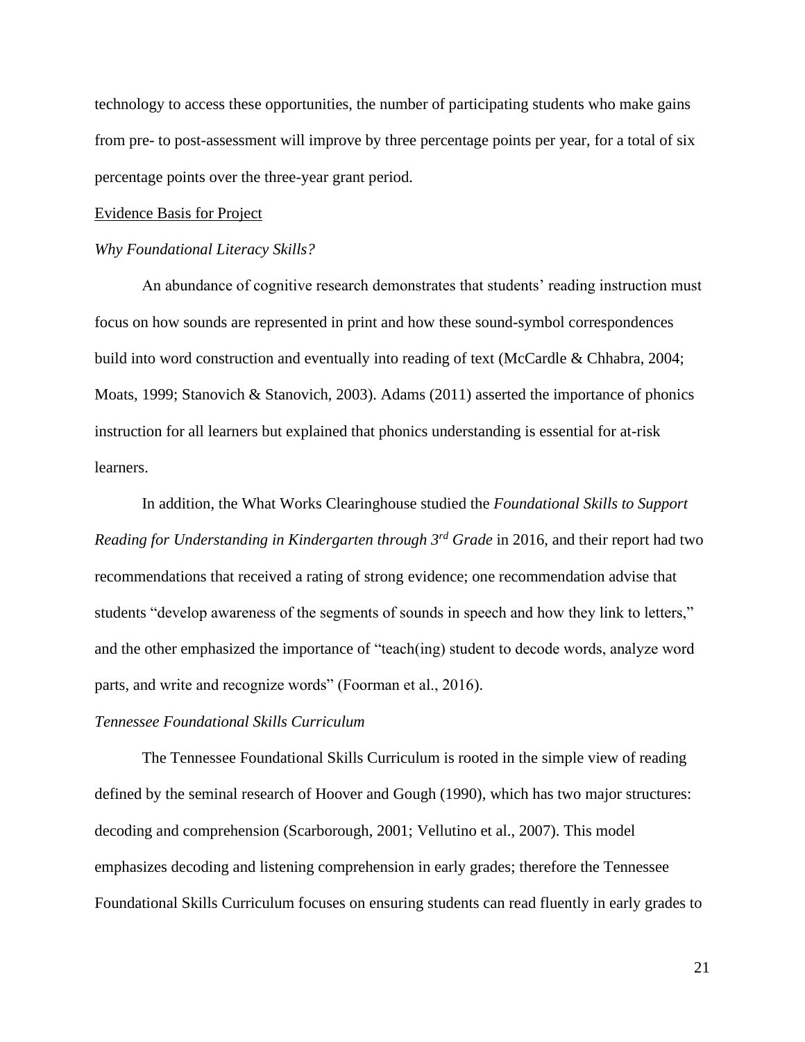technology to access these opportunities, the number of participating students who make gains from pre- to post-assessment will improve by three percentage points per year, for a total of six percentage points over the three-year grant period.

<u>Evidence Basis for Project</u>

*Why Foundational Literacy Skills?*

An abundance of cognitive research demonstrates that students' reading instruction must focus on how sounds are represented in print and how these sound-symbol correspondences build into word construction and eventually into reading of text (McCardle & Chhabra, 2004; Moats, 1999; Stanovich & Stanovich, 2003). Adams (2011) asserted the importance of phonics instruction for all learners but explained that phonics understanding is essential for at-risk learners.

In addition, the What Works Clearinghouse studied the *Foundational Skills to Support Reading for Understanding in Kindergarten through 3rd Grade* in 2016, and their report had two recommendations that received a rating of strong evidence; one recommendation advise that students "develop awareness of the segments of sounds in speech and how they link to letters," and the other emphasized the importance of "teach(ing) student to decode words, analyze word parts, and write and recognize words" (Foorman et al., 2016).

*Tennessee Foundational Skills Curriculum*

The Tennessee Foundational Skills Curriculum is rooted in the simple view of reading defined by the seminal research of Hoover and Gough (1990), which has two major structures: decoding and comprehension (Scarborough, 2001; Vellutino et al., 2007). This model emphasizes decoding and listening comprehension in early grades; therefore the Tennessee Foundational Skills Curriculum focuses on ensuring students can read fluently in early grades to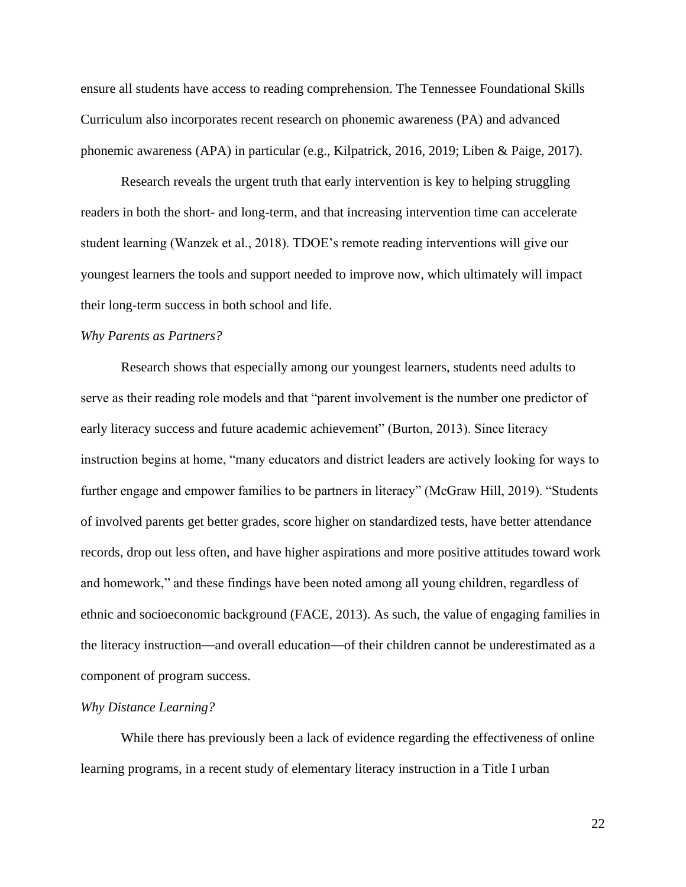ensure all students have access to reading comprehension. The Tennessee Foundational Skills Curriculum also incorporates recent research on phonemic awareness (PA) and advanced phonemic awareness (APA) in particular (e.g., Kilpatrick, 2016, 2019; Liben & Paige, 2017).

Research reveals the urgent truth that early intervention is key to helping struggling readers in both the short- and long-term, and that increasing intervention time can accelerate student learning (Wanzek et al., 2018). TDOE's remote reading interventions will give our youngest learners the tools and support needed to improve now, which ultimately will impact their long-term success in both school and life.

*Why Parents as Partners?*

Research shows that especially among our youngest learners, students need adults to serve as their reading role models and that "parent involvement is the number one predictor of early literacy success and future academic achievement" (Burton, 2013). Since literacy instruction begins at home, "many educators and district leaders are actively looking for ways to further engage and empower families to be partners in literacy" (McGraw Hill, 2019). "Students of involved parents get better grades, score higher on standardized tests, have better attendance records, drop out less often, and have higher aspirations and more positive attitudes toward work and homework," and these findings have been noted among all young children, regardless of ethnic and socioeconomic background (FACE, 2013). As such, the value of engaging families in the literacy instruction—and overall education—of their children cannot be underestimated as a component of program success.

*Why Distance Learning?*

While there has previously been a lack of evidence regarding the effectiveness of online learning programs, in a recent study of elementary literacy instruction in a Title I urban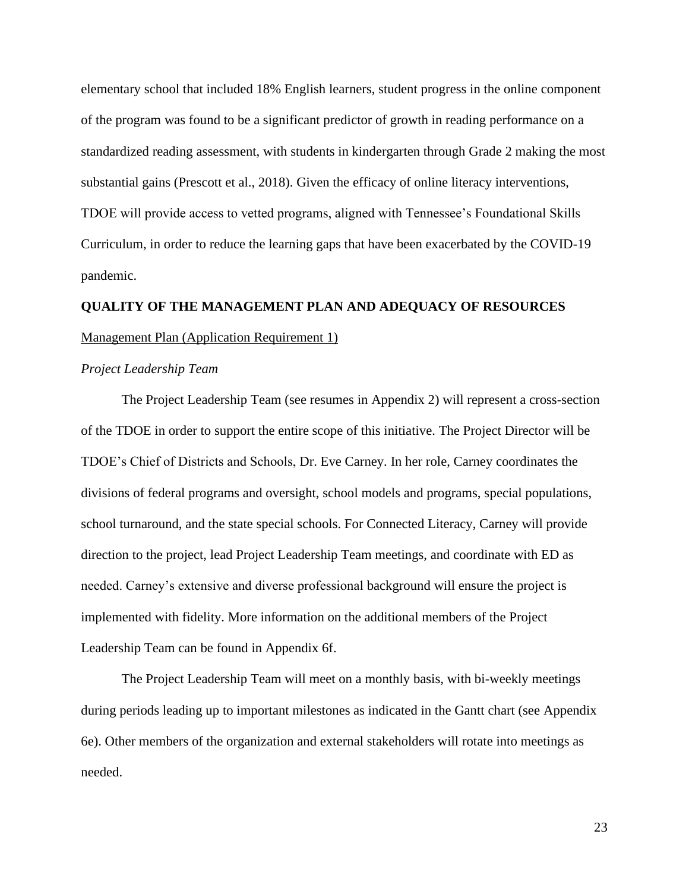elementary school that included 18% English learners, student progress in the online component of the program was found to be a significant predictor of growth in reading performance on a standardized reading assessment, with students in kindergarten through Grade 2 making the most substantial gains (Prescott et al., 2018). Given the efficacy of online literacy interventions, TDOE will provide access to vetted programs, aligned with Tennessee's Foundational Skills Curriculum, in order to reduce the learning gaps that have been exacerbated by the COVID-19 pandemic.

## QUALITY OF THE MANAGEMENT PLAN AND ADEQUACY OF RESOURCES

### Management Plan (Application Requirement 1)

#### *Project Leadership Team*

The Project Leadership Team (see resumes in Appendix 2) will represent a cross-section of the TDOE in order to support the entire scope of this initiative. The Project Director will be TDOE's Chief of Districts and Schools, Dr. Eve Carney. In her role, Carney coordinates the divisions of federal programs and oversight, school models and programs, special populations, school turnaround, and the state special schools. For Connected Literacy, Carney will provide direction to the project, lead Project Leadership Team meetings, and coordinate with ED as needed. Carney's extensive and diverse professional background will ensure the project is implemented with fidelity. More information on the additional members of the Project Leadership Team can be found in Appendix 6f.

The Project Leadership Team will meet on a monthly basis, with bi-weekly meetings during periods leading up to important milestones as indicated in the Gantt chart (see Appendix 6e). Other members of the organization and external stakeholders will rotate into meetings as needed.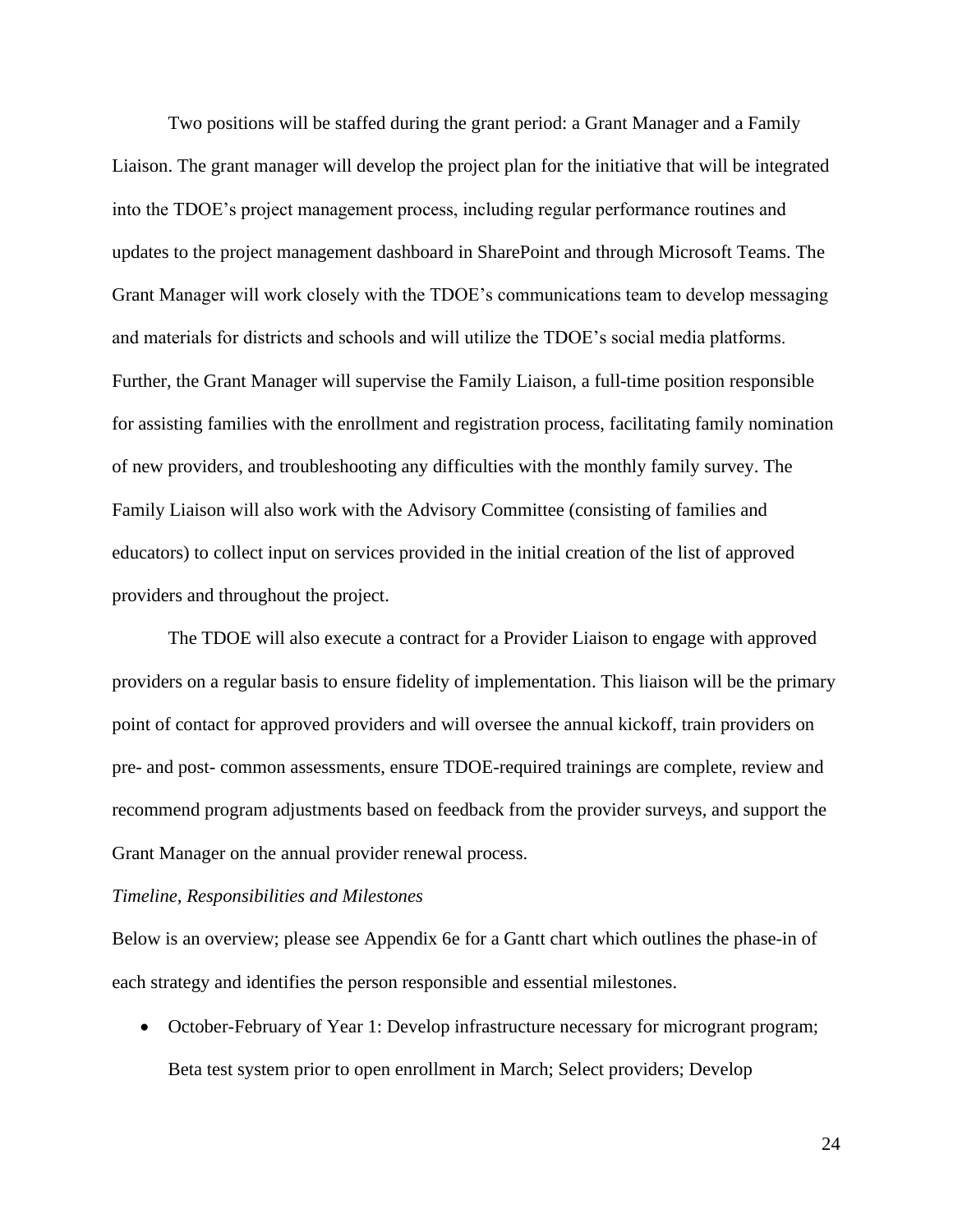Two positions will be staffed during the grant period: a Grant Manager and a Family Liaison. The grant manager will develop the project plan for the initiative that will be integrated into the TDOE's project management process, including regular performance routines and updates to the project management dashboard in SharePoint and through Microsoft Teams. The Grant Manager will work closely with the TDOE's communications team to develop messaging and materials for districts and schools and will utilize the TDOE's social media platforms. Further, the Grant Manager will supervise the Family Liaison, a full-time position responsible for assisting families with the enrollment and registration process, facilitating family nomination of new providers, and troubleshooting any difficulties with the monthly family survey. The Family Liaison will also work with the Advisory Committee (consisting of families and educators) to collect input on services provided in the initial creation of the list of approved providers and throughout the project.

The TDOE will also execute a contract for a Provider Liaison to engage with approved providers on a regular basis to ensure fidelity of implementation. This liaison will be the primary point of contact for approved providers and will oversee the annual kickoff, train providers on pre- and post- common assessments, ensure TDOE-required trainings are complete, review and recommend program adjustments based on feedback from the provider surveys, and support the Grant Manager on the annual provider renewal process.

*Timeline, Responsibilities and Milestones*

Below is an overview; please see Appendix 6e for a Gantt chart which outlines the phase-in of each strategy and identifies the person responsible and essential milestones.

- October-February of Year 1: Develop infrastructure necessary for microgrant program; Beta test system prior to open enrollment in March; Select providers; Develop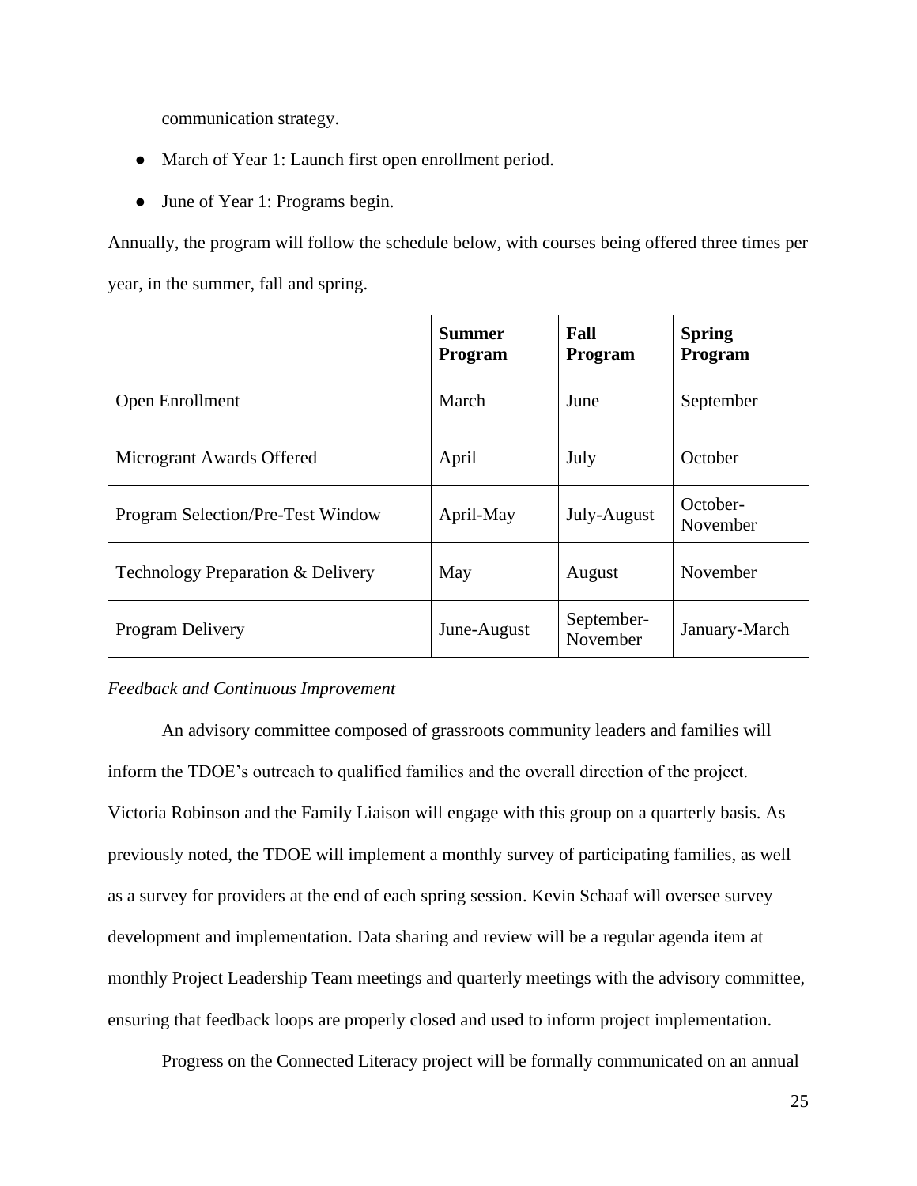communication strategy.

- March of Year 1: Launch first open enrollment period.
- June of Year 1: Programs begin.

Annually, the program will follow the schedule below, with courses being offered three times per year, in the summer, fall and spring.

| | **Summer Program** | **Fall Program** | **Spring Program** |
|---|---|---|---|
| Open Enrollment | March | June | September |
| Microgrant Awards Offered | April | July | October |
| Program Selection/Pre-Test Window | April-May | July-August | October-November |
| Technology Preparation & Delivery | May | August | November |
| Program Delivery | June-August | September-November | January-March |

*Feedback and Continuous Improvement*

An advisory committee composed of grassroots community leaders and families will inform the TDOE's outreach to qualified families and the overall direction of the project. Victoria Robinson and the Family Liaison will engage with this group on a quarterly basis. As previously noted, the TDOE will implement a monthly survey of participating families, as well as a survey for providers at the end of each spring session. Kevin Schaaf will oversee survey development and implementation. Data sharing and review will be a regular agenda item at monthly Project Leadership Team meetings and quarterly meetings with the advisory committee, ensuring that feedback loops are properly closed and used to inform project implementation.

Progress on the Connected Literacy project will be formally communicated on an annual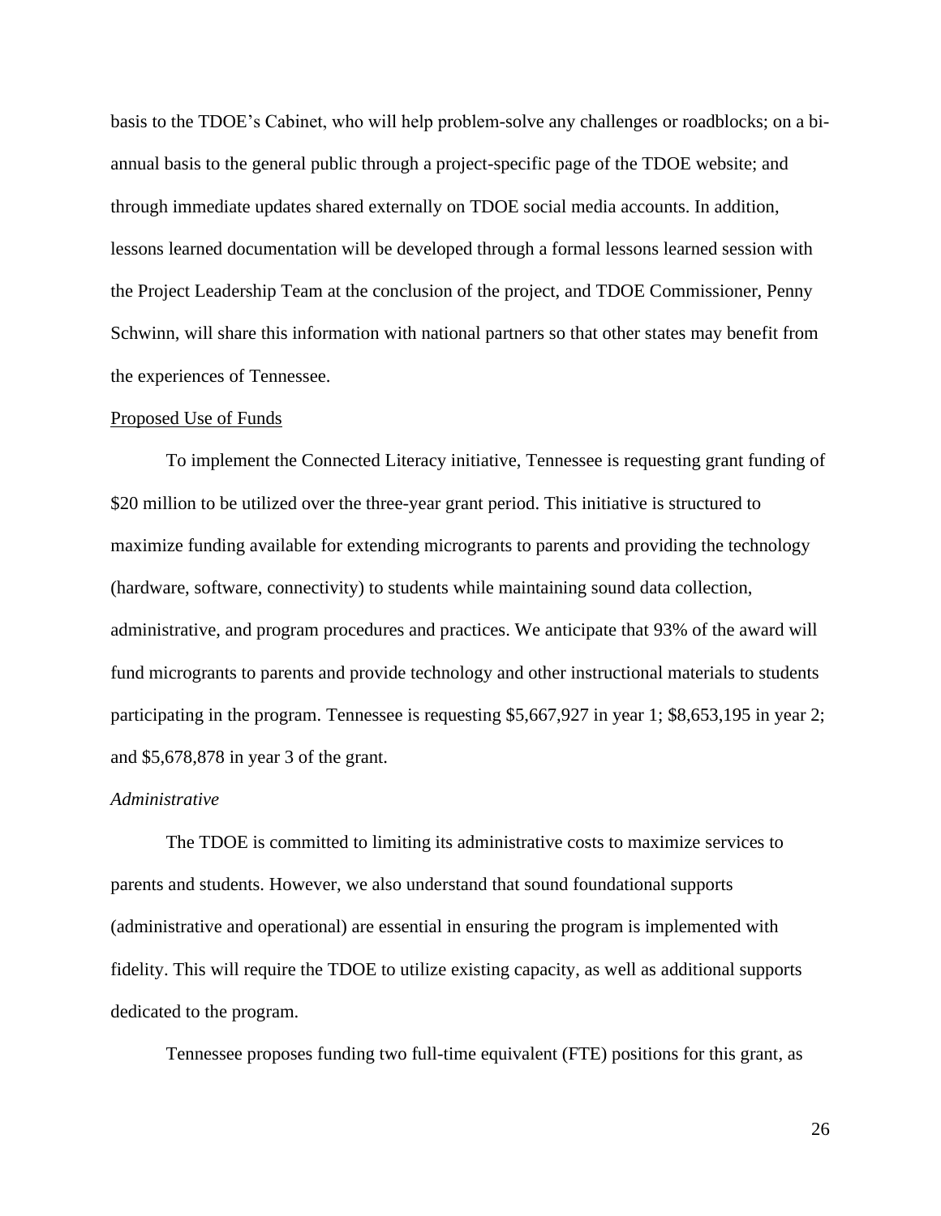basis to the TDOE's Cabinet, who will help problem-solve any challenges or roadblocks; on a bi-annual basis to the general public through a project-specific page of the TDOE website; and through immediate updates shared externally on TDOE social media accounts. In addition, lessons learned documentation will be developed through a formal lessons learned session with the Project Leadership Team at the conclusion of the project, and TDOE Commissioner, Penny Schwinn, will share this information with national partners so that other states may benefit from the experiences of Tennessee.

Proposed Use of Funds

To implement the Connected Literacy initiative, Tennessee is requesting grant funding of $20 million to be utilized over the three-year grant period. This initiative is structured to maximize funding available for extending microgrants to parents and providing the technology (hardware, software, connectivity) to students while maintaining sound data collection, administrative, and program procedures and practices. We anticipate that 93% of the award will fund microgrants to parents and provide technology and other instructional materials to students participating in the program. Tennessee is requesting $5,667,927 in year 1; $8,653,195 in year 2; and $5,678,878 in year 3 of the grant.

*Administrative*

The TDOE is committed to limiting its administrative costs to maximize services to parents and students. However, we also understand that sound foundational supports (administrative and operational) are essential in ensuring the program is implemented with fidelity. This will require the TDOE to utilize existing capacity, as well as additional supports dedicated to the program.

Tennessee proposes funding two full-time equivalent (FTE) positions for this grant, as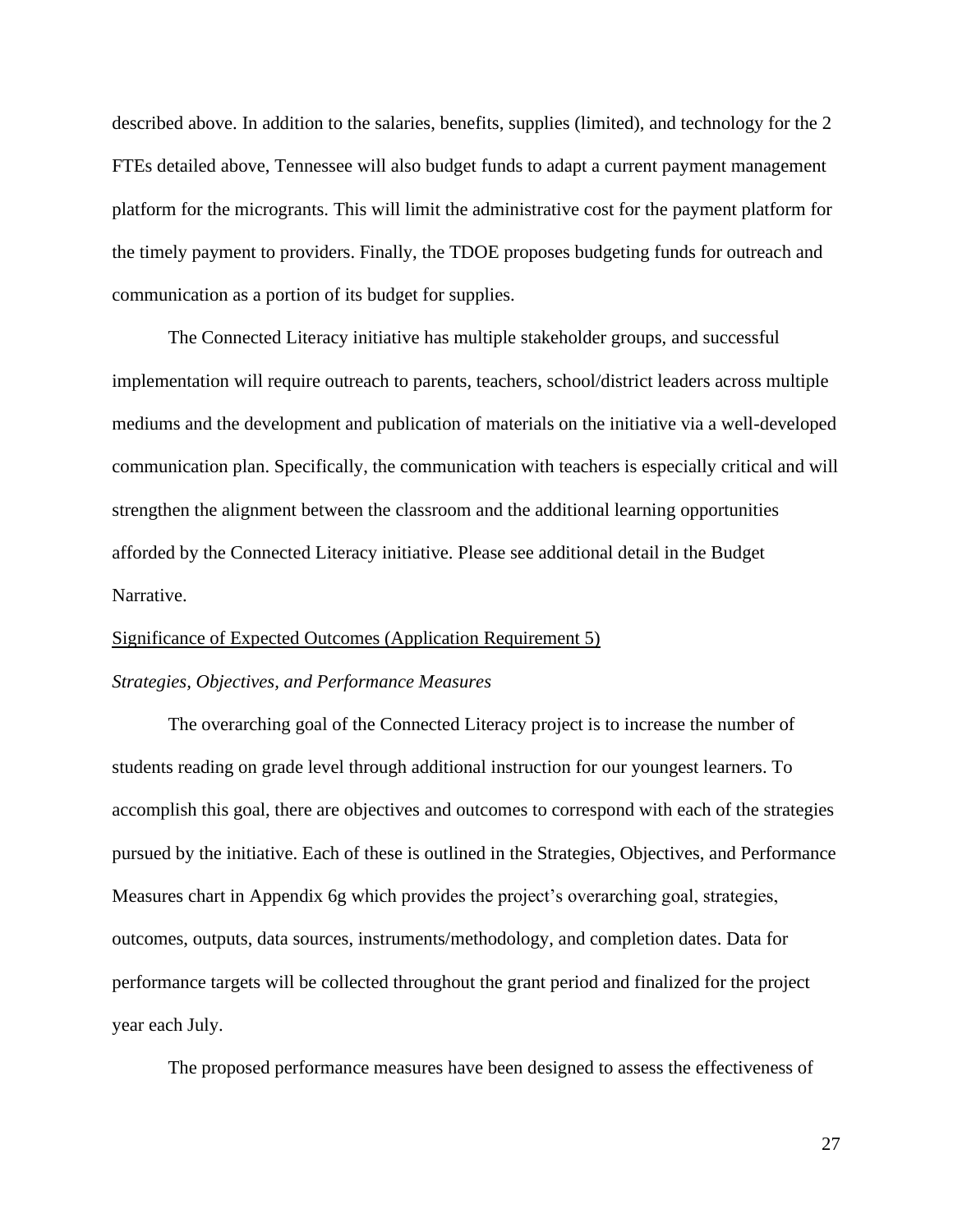described above. In addition to the salaries, benefits, supplies (limited), and technology for the 2 FTEs detailed above, Tennessee will also budget funds to adapt a current payment management platform for the microgrants. This will limit the administrative cost for the payment platform for the timely payment to providers. Finally, the TDOE proposes budgeting funds for outreach and communication as a portion of its budget for supplies.

The Connected Literacy initiative has multiple stakeholder groups, and successful implementation will require outreach to parents, teachers, school/district leaders across multiple mediums and the development and publication of materials on the initiative via a well-developed communication plan. Specifically, the communication with teachers is especially critical and will strengthen the alignment between the classroom and the additional learning opportunities afforded by the Connected Literacy initiative. Please see additional detail in the Budget Narrative.

<u>Significance of Expected Outcomes (Application Requirement 5)</u>

*Strategies, Objectives, and Performance Measures*

The overarching goal of the Connected Literacy project is to increase the number of students reading on grade level through additional instruction for our youngest learners. To accomplish this goal, there are objectives and outcomes to correspond with each of the strategies pursued by the initiative. Each of these is outlined in the Strategies, Objectives, and Performance Measures chart in Appendix 6g which provides the project's overarching goal, strategies, outcomes, outputs, data sources, instruments/methodology, and completion dates. Data for performance targets will be collected throughout the grant period and finalized for the project year each July.

The proposed performance measures have been designed to assess the effectiveness of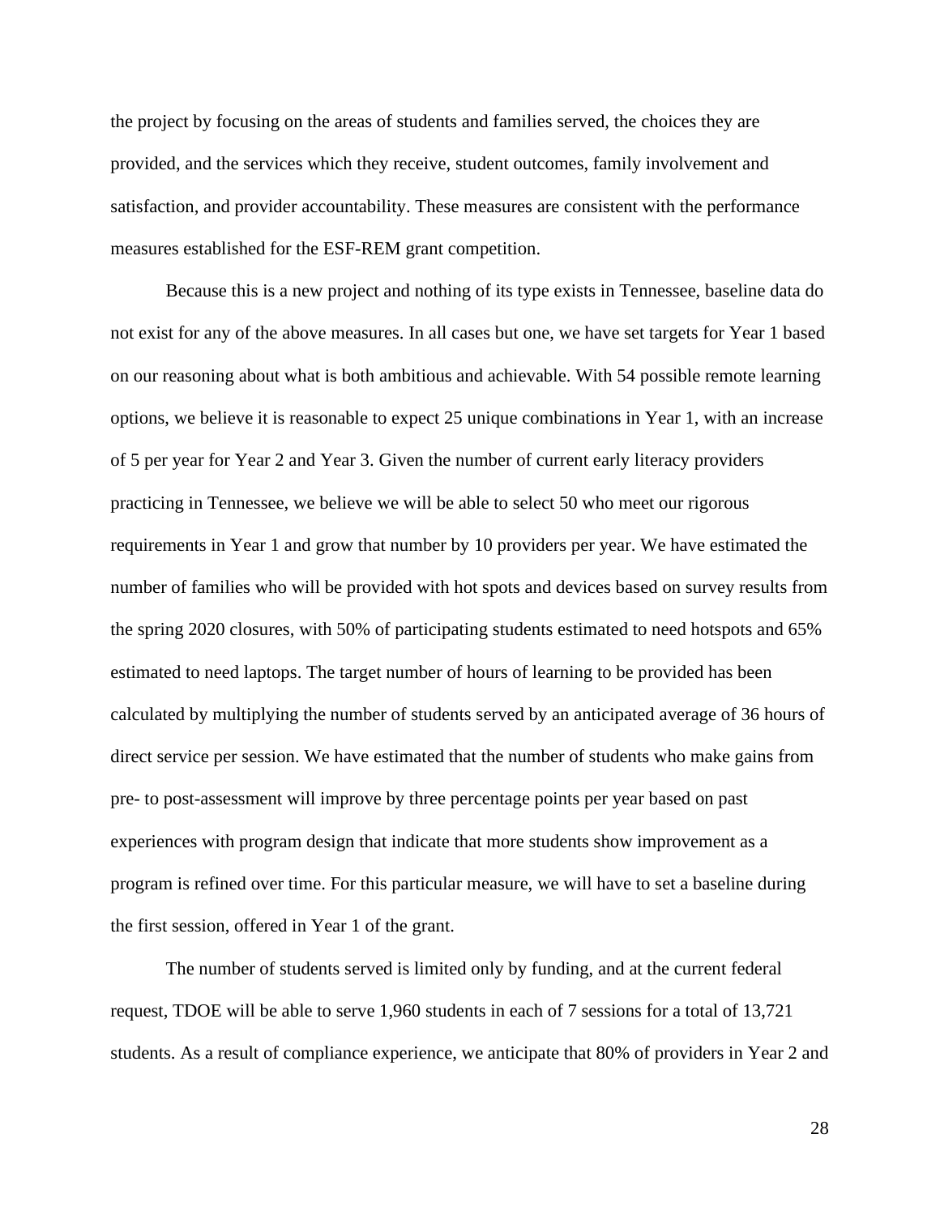the project by focusing on the areas of students and families served, the choices they are provided, and the services which they receive, student outcomes, family involvement and satisfaction, and provider accountability. These measures are consistent with the performance measures established for the ESF-REM grant competition.

Because this is a new project and nothing of its type exists in Tennessee, baseline data do not exist for any of the above measures. In all cases but one, we have set targets for Year 1 based on our reasoning about what is both ambitious and achievable. With 54 possible remote learning options, we believe it is reasonable to expect 25 unique combinations in Year 1, with an increase of 5 per year for Year 2 and Year 3. Given the number of current early literacy providers practicing in Tennessee, we believe we will be able to select 50 who meet our rigorous requirements in Year 1 and grow that number by 10 providers per year. We have estimated the number of families who will be provided with hot spots and devices based on survey results from the spring 2020 closures, with 50% of participating students estimated to need hotspots and 65% estimated to need laptops. The target number of hours of learning to be provided has been calculated by multiplying the number of students served by an anticipated average of 36 hours of direct service per session. We have estimated that the number of students who make gains from pre- to post-assessment will improve by three percentage points per year based on past experiences with program design that indicate that more students show improvement as a program is refined over time. For this particular measure, we will have to set a baseline during the first session, offered in Year 1 of the grant.

The number of students served is limited only by funding, and at the current federal request, TDOE will be able to serve 1,960 students in each of 7 sessions for a total of 13,721 students. As a result of compliance experience, we anticipate that 80% of providers in Year 2 and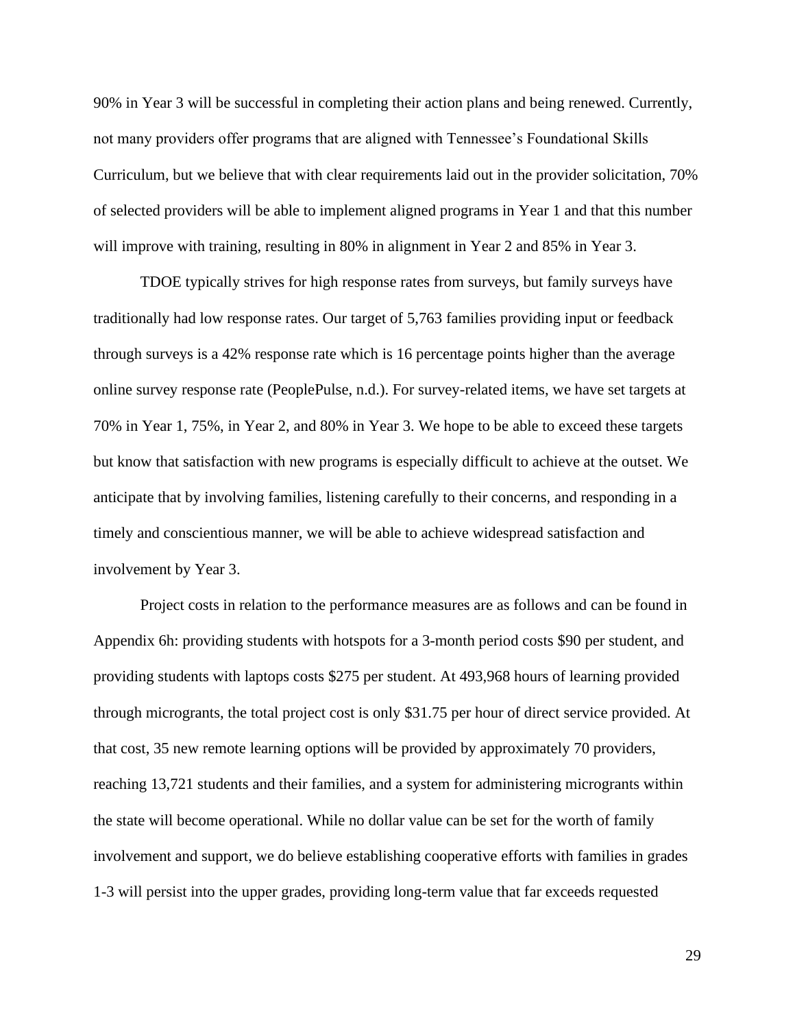90% in Year 3 will be successful in completing their action plans and being renewed. Currently, not many providers offer programs that are aligned with Tennessee's Foundational Skills Curriculum, but we believe that with clear requirements laid out in the provider solicitation, 70% of selected providers will be able to implement aligned programs in Year 1 and that this number will improve with training, resulting in 80% in alignment in Year 2 and 85% in Year 3.

TDOE typically strives for high response rates from surveys, but family surveys have traditionally had low response rates. Our target of 5,763 families providing input or feedback through surveys is a 42% response rate which is 16 percentage points higher than the average online survey response rate (PeoplePulse, n.d.). For survey-related items, we have set targets at 70% in Year 1, 75%, in Year 2, and 80% in Year 3. We hope to be able to exceed these targets but know that satisfaction with new programs is especially difficult to achieve at the outset. We anticipate that by involving families, listening carefully to their concerns, and responding in a timely and conscientious manner, we will be able to achieve widespread satisfaction and involvement by Year 3.

Project costs in relation to the performance measures are as follows and can be found in Appendix 6h: providing students with hotspots for a 3-month period costs $90 per student, and providing students with laptops costs $275 per student. At 493,968 hours of learning provided through microgrants, the total project cost is only $31.75 per hour of direct service provided. At that cost, 35 new remote learning options will be provided by approximately 70 providers, reaching 13,721 students and their families, and a system for administering microgrants within the state will become operational. While no dollar value can be set for the worth of family involvement and support, we do believe establishing cooperative efforts with families in grades 1-3 will persist into the upper grades, providing long-term value that far exceeds requested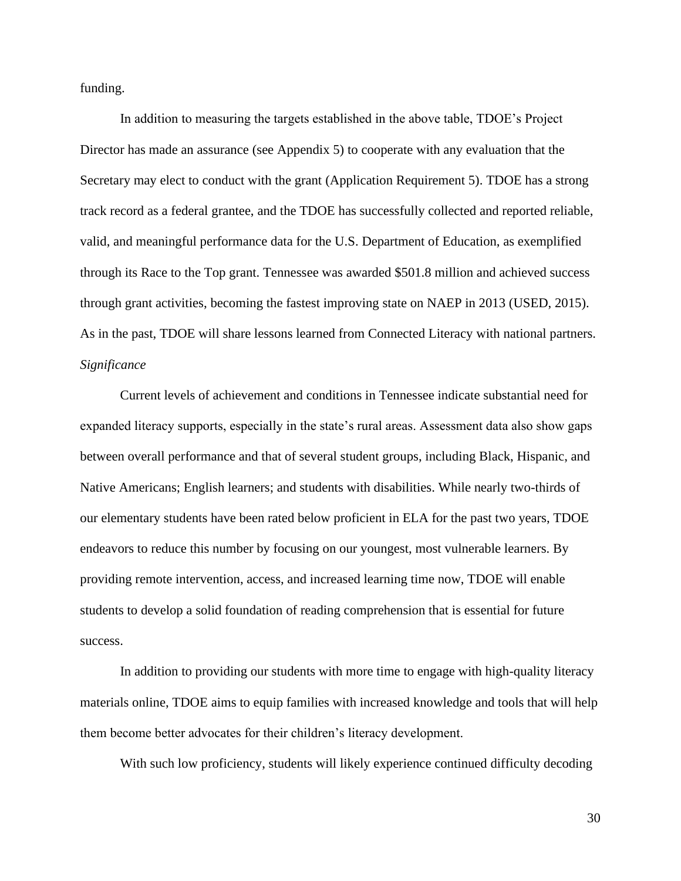funding.

In addition to measuring the targets established in the above table, TDOE's Project Director has made an assurance (see Appendix 5) to cooperate with any evaluation that the Secretary may elect to conduct with the grant (Application Requirement 5). TDOE has a strong track record as a federal grantee, and the TDOE has successfully collected and reported reliable, valid, and meaningful performance data for the U.S. Department of Education, as exemplified through its Race to the Top grant. Tennessee was awarded $501.8 million and achieved success through grant activities, becoming the fastest improving state on NAEP in 2013 (USED, 2015). As in the past, TDOE will share lessons learned from Connected Literacy with national partners.

*Significance*

Current levels of achievement and conditions in Tennessee indicate substantial need for expanded literacy supports, especially in the state's rural areas. Assessment data also show gaps between overall performance and that of several student groups, including Black, Hispanic, and Native Americans; English learners; and students with disabilities. While nearly two-thirds of our elementary students have been rated below proficient in ELA for the past two years, TDOE endeavors to reduce this number by focusing on our youngest, most vulnerable learners. By providing remote intervention, access, and increased learning time now, TDOE will enable students to develop a solid foundation of reading comprehension that is essential for future success.

In addition to providing our students with more time to engage with high-quality literacy materials online, TDOE aims to equip families with increased knowledge and tools that will help them become better advocates for their children's literacy development.

With such low proficiency, students will likely experience continued difficulty decoding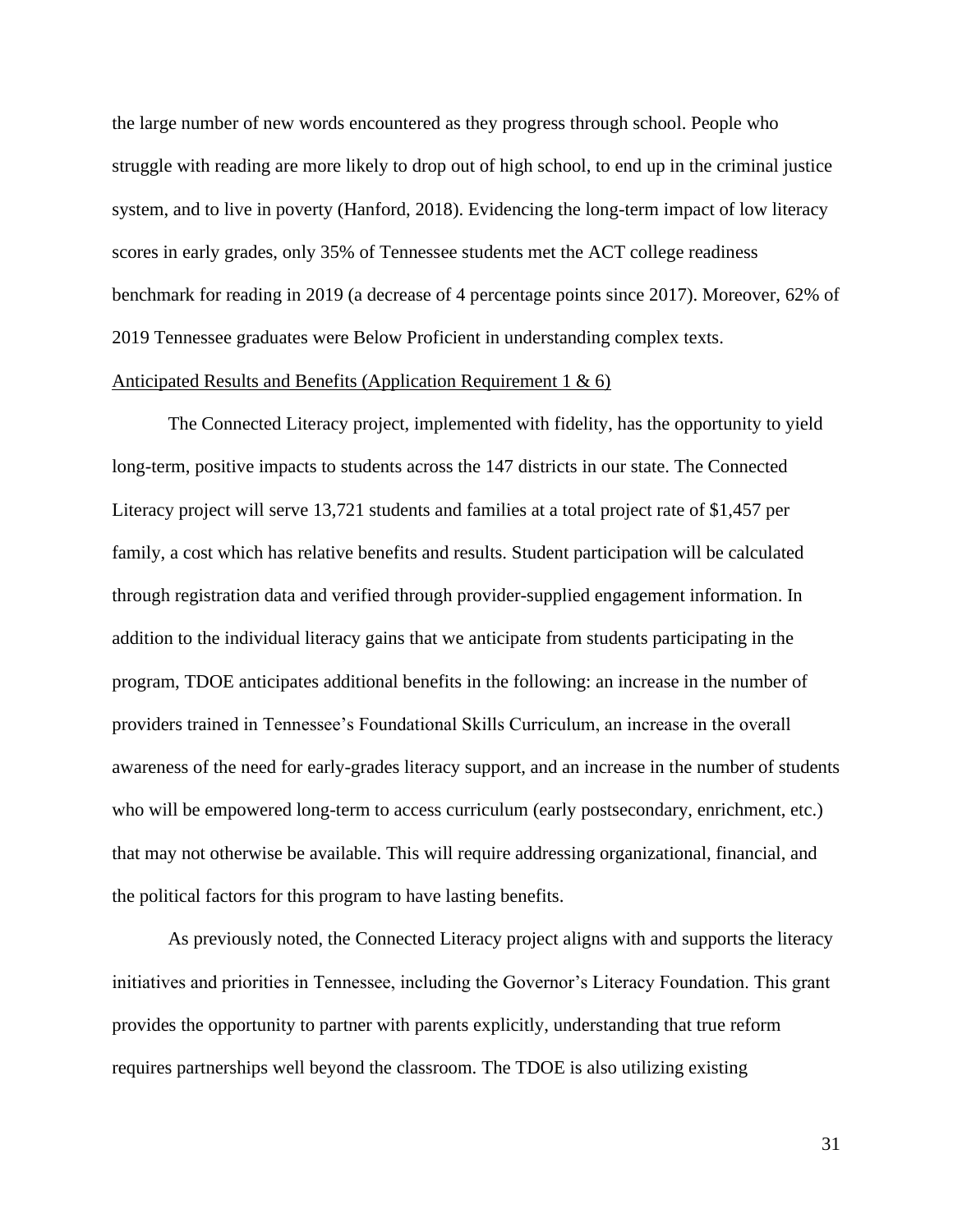the large number of new words encountered as they progress through school. People who struggle with reading are more likely to drop out of high school, to end up in the criminal justice system, and to live in poverty (Hanford, 2018). Evidencing the long-term impact of low literacy scores in early grades, only 35% of Tennessee students met the ACT college readiness benchmark for reading in 2019 (a decrease of 4 percentage points since 2017). Moreover, 62% of 2019 Tennessee graduates were Below Proficient in understanding complex texts.

<u>Anticipated Results and Benefits (Application Requirement 1 & 6)</u>

The Connected Literacy project, implemented with fidelity, has the opportunity to yield long-term, positive impacts to students across the 147 districts in our state. The Connected Literacy project will serve 13,721 students and families at a total project rate of $1,457 per family, a cost which has relative benefits and results. Student participation will be calculated through registration data and verified through provider-supplied engagement information. In addition to the individual literacy gains that we anticipate from students participating in the program, TDOE anticipates additional benefits in the following: an increase in the number of providers trained in Tennessee's Foundational Skills Curriculum, an increase in the overall awareness of the need for early-grades literacy support, and an increase in the number of students who will be empowered long-term to access curriculum (early postsecondary, enrichment, etc.) that may not otherwise be available. This will require addressing organizational, financial, and the political factors for this program to have lasting benefits.

As previously noted, the Connected Literacy project aligns with and supports the literacy initiatives and priorities in Tennessee, including the Governor's Literacy Foundation. This grant provides the opportunity to partner with parents explicitly, understanding that true reform requires partnerships well beyond the classroom. The TDOE is also utilizing existing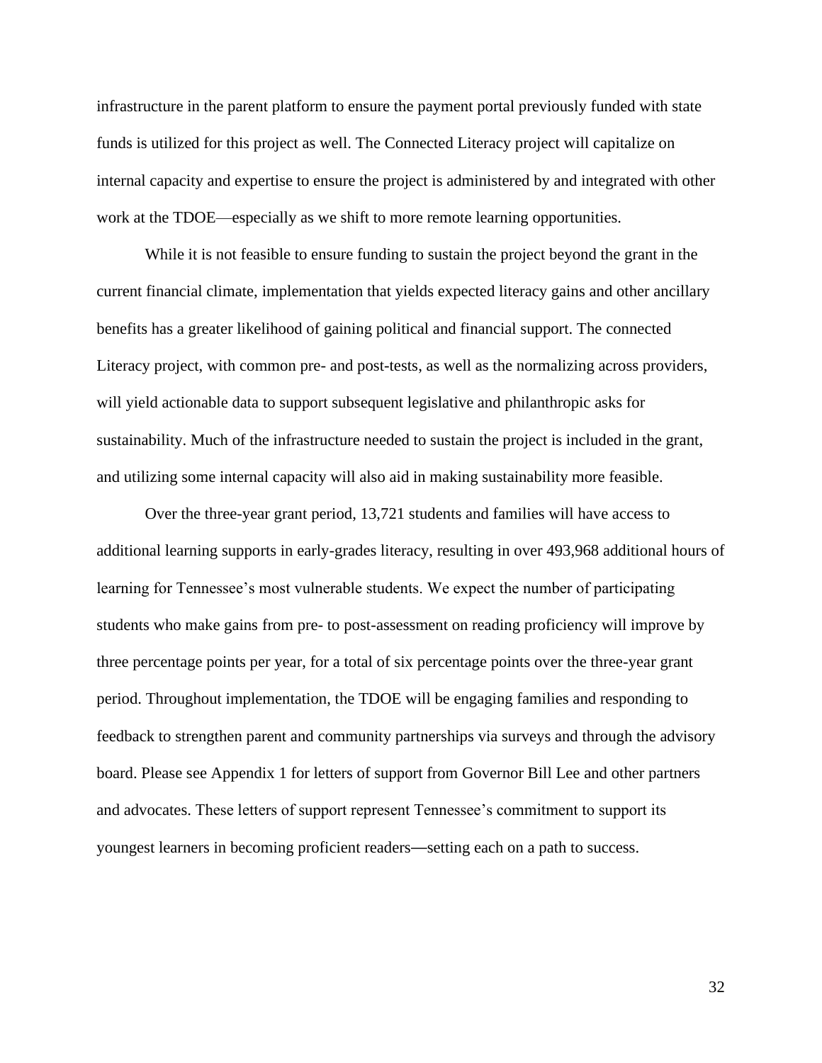infrastructure in the parent platform to ensure the payment portal previously funded with state funds is utilized for this project as well. The Connected Literacy project will capitalize on internal capacity and expertise to ensure the project is administered by and integrated with other work at the TDOE—especially as we shift to more remote learning opportunities.

While it is not feasible to ensure funding to sustain the project beyond the grant in the current financial climate, implementation that yields expected literacy gains and other ancillary benefits has a greater likelihood of gaining political and financial support. The connected Literacy project, with common pre- and post-tests, as well as the normalizing across providers, will yield actionable data to support subsequent legislative and philanthropic asks for sustainability. Much of the infrastructure needed to sustain the project is included in the grant, and utilizing some internal capacity will also aid in making sustainability more feasible.

Over the three-year grant period, 13,721 students and families will have access to additional learning supports in early-grades literacy, resulting in over 493,968 additional hours of learning for Tennessee's most vulnerable students. We expect the number of participating students who make gains from pre- to post-assessment on reading proficiency will improve by three percentage points per year, for a total of six percentage points over the three-year grant period. Throughout implementation, the TDOE will be engaging families and responding to feedback to strengthen parent and community partnerships via surveys and through the advisory board. Please see Appendix 1 for letters of support from Governor Bill Lee and other partners and advocates. These letters of support represent Tennessee's commitment to support its youngest learners in becoming proficient readers—setting each on a path to success.